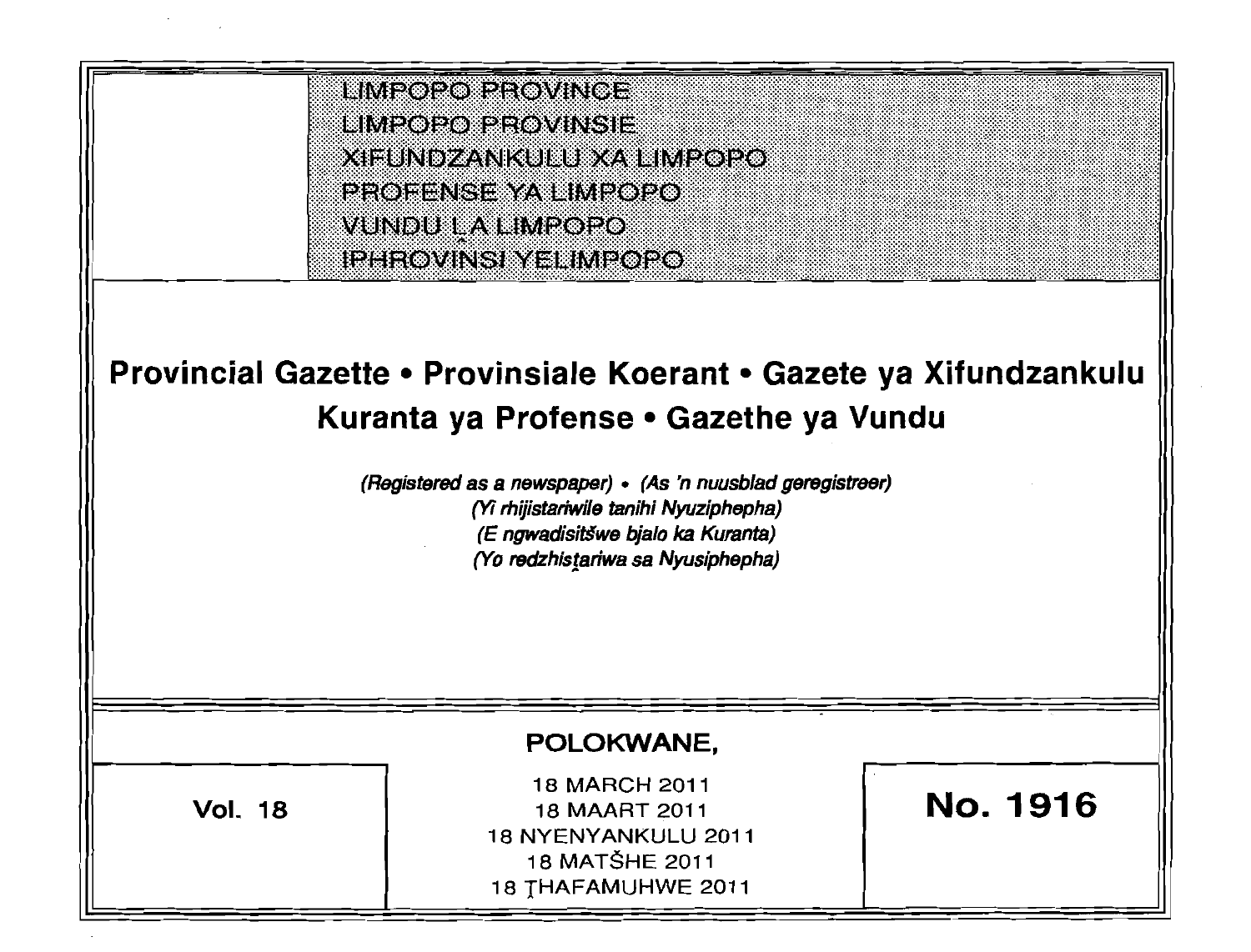LIMPOPO PROVINCE
LIMPOPO PROVINSIE
XIFUNDZANKULU XA LIMPOPO
PROFENSE YA LIMPOPO
VUNDU LA LIMPOPO
IPHROVINSI YELIMPOPO

# Provincial Gazette • Provinsiale Koerant • Gazete ya Xifundzankulu Kuranta ya Profense • Gazethe ya Vundu

*(Registered as a newspaper) • (As 'n nuusblad geregistreer)*
*(Yi rhijistariwile tanihi Nyuziphepha)*
*(E ngwadisitšwe bjalo ka Kuranta)*
*(Yo redzhistariwa sa Nyusiphepha)*

**POLOKWANE,**

**Vol. 18**

18 MARCH 2011
18 MAART 2011
18 NYENYANKULU 2011
18 MATŠHE 2011
18 ṬHAFAMUHWE 2011

**No. 1916**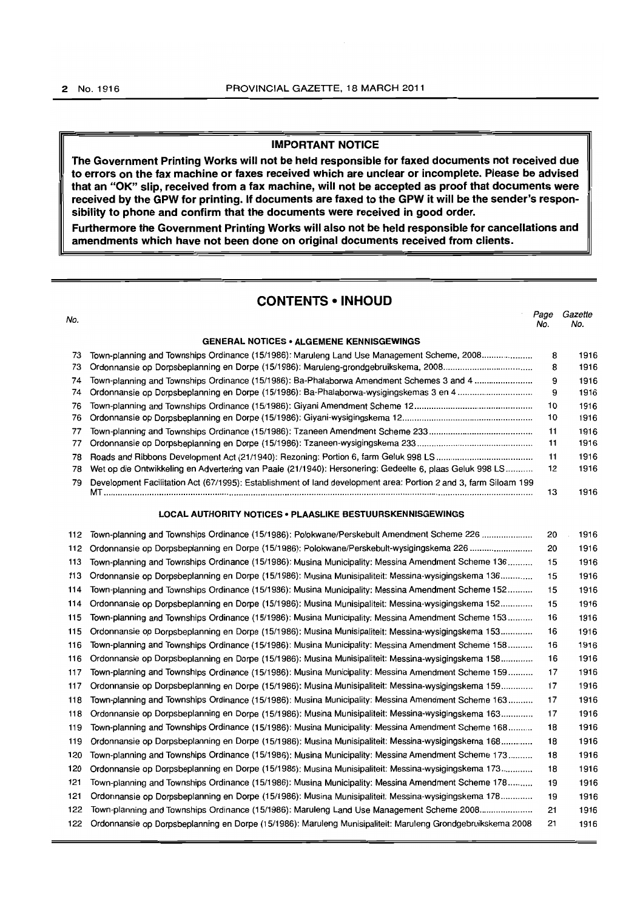**IMPORTANT NOTICE**

**The Government Printing Works will not be held responsible for faxed documents not received due to errors on the fax machine or faxes received which are unclear or incomplete. Please be advised that an "OK" slip, received from a fax machine, will not be accepted as proof that documents were received by the GPW for printing. If documents are faxed to the GPW it will be the sender's responsibility to phone and confirm that the documents were received in good order.**

**Furthermore the Government Printing Works will also not be held responsible for cancellations and amendments which have not been done on original documents received from clients.**

## CONTENTS • INHOUD

| No. | | Page No. | Gazette No. |
|---|---|---|---|
| | **GENERAL NOTICES • ALGEMENE KENNISGEWINGS** | | |
| 73 | Town-planning and Townships Ordinance (15/1986): Maruleng Land Use Management Scheme, 2008 | 8 | 1916 |
| 73 | Ordonnansie op Dorpsbeplanning en Dorpe (15/1986): Maruleng-grondgebruikskema, 2008 | 8 | 1916 |
| 74 | Town-planning and Townships Ordinance (15/1986): Ba-Phalaborwa Amendment Schemes 3 and 4 | 9 | 1916 |
| 74 | Ordonnansie op Dorpsbeplanning en Dorpe (15/1986): Ba-Phalaborwa-wysigingskemas 3 en 4 | 9 | 1916 |
| 76 | Town-planning and Townships Ordinance (15/1986): Giyani Amendment Scheme 12 | 10 | 1916 |
| 76 | Ordonnansie op Dorpsbeplanning en Dorpe (15/1986): Giyani-wysigingskema 12 | 10 | 1916 |
| 77 | Town-planning and Townships Ordinance (15/1986): Tzaneen Amendment Scheme 233 | 11 | 1916 |
| 77 | Ordonnansie op Dorpsbeplanning en Dorpe (15/1986): Tzaneen-wysigingskema 233 | 11 | 1916 |
| 78 | Roads and Ribbons Development Act (21/1940): Rezoning: Portion 6, farm Geluk 998 LS | 11 | 1916 |
| 78 | Wet op die Ontwikkeling en Advertering van Paaie (21/1940): Hersonering: Gedeelte 6, plaas Geluk 998 LS | 12 | 1916 |
| 79 | Development Facilitation Act (67/1995): Establishment of land development area: Portion 2 and 3, farm Siloam 199 MT | 13 | 1916 |
| | **LOCAL AUTHORITY NOTICES • PLAASLIKE BESTUURSKENNISGEWINGS** | | |
| 112 | Town-planning and Townships Ordinance (15/1986): Polokwane/Perskebult Amendment Scheme 226 | 20 | 1916 |
| 112 | Ordonnansie op Dorpsbeplanning en Dorpe (15/1986): Polokwane/Perskebult-wysigingskema 226 | 20 | 1916 |
| 113 | Town-planning and Townships Ordinance (15/1986): Musina Municipality: Messina Amendment Scheme 136 | 15 | 1916 |
| 113 | Ordonnansie op Dorpsbeplanning en Dorpe (15/1986): Musina Munisipaliteit: Messina-wysigingskema 136 | 15 | 1916 |
| 114 | Town-planning and Townships Ordinance (15/1986): Musina Municipality: Messina Amendment Scheme 152 | 15 | 1916 |
| 114 | Ordonnansie op Dorpsbeplanning en Dorpe (15/1986): Musina Munisipaliteit: Messina-wysigingskema 152 | 15 | 1916 |
| 115 | Town-planning and Townships Ordinance (15/1986): Musina Municipality: Messina Amendment Scheme 153 | 16 | 1916 |
| 115 | Ordonnansie op Dorpsbeplanning en Dorpe (15/1986): Musina Munisipaliteit: Messina-wysigingskema 153 | 16 | 1916 |
| 116 | Town-planning and Townships Ordinance (15/1986): Musina Municipality: Messina Amendment Scheme 158 | 16 | 1916 |
| 116 | Ordonnansie op Dorpsbeplanning en Dorpe (15/1986): Musina Munisipaliteit: Messina-wysigingskema 158 | 16 | 1916 |
| 117 | Town-planning and Townships Ordinance (15/1986): Musina Municipality: Messina Amendment Scheme 159 | 17 | 1916 |
| 117 | Ordonnansie op Dorpsbeplanning en Dorpe (15/1986): Musina Munisipaliteit: Messina-wysigingskema 159 | 17 | 1916 |
| 118 | Town-planning and Townships Ordinance (15/1986): Musina Municipality: Messina Amendment Scheme 163 | 17 | 1916 |
| 118 | Ordonnansie op Dorpsbeplanning en Dorpe (15/1986): Musina Munisipaliteit: Messina-wysigingskema 163 | 17 | 1916 |
| 119 | Town-planning and Townships Ordinance (15/1986): Musina Municipality: Messina Amendment Scheme 168 | 18 | 1916 |
| 119 | Ordonnansie op Dorpsbeplanning en Dorpe (15/1986): Musina Munisipaliteit: Messina-wysigingskema 168 | 18 | 1916 |
| 120 | Town-planning and Townships Ordinance (15/1986): Musina Municipality: Messina Amendment Scheme 173 | 18 | 1916 |
| 120 | Ordonnansie op Dorpsbeplanning en Dorpe (15/1986): Musina Munisipaliteit: Messina-wysigingskema 173 | 18 | 1916 |
| 121 | Town-planning and Townships Ordinance (15/1986): Musina Municipality: Messina Amendment Scheme 178 | 19 | 1916 |
| 121 | Ordonnansie op Dorpsbeplanning en Dorpe (15/1986): Musina Munisipaliteit: Messina-wysigingskema 178 | 19 | 1916 |
| 122 | Town-planning and Townships Ordinance (15/1986): Maruleng Land Use Management Scheme 2008 | 21 | 1916 |
| 122 | Ordonnansie op Dorpsbeplanning en Dorpe (15/1986): Maruleng Munisipaliteit: Maruleng Grondgebruikskema 2008 | 21 | 1916 |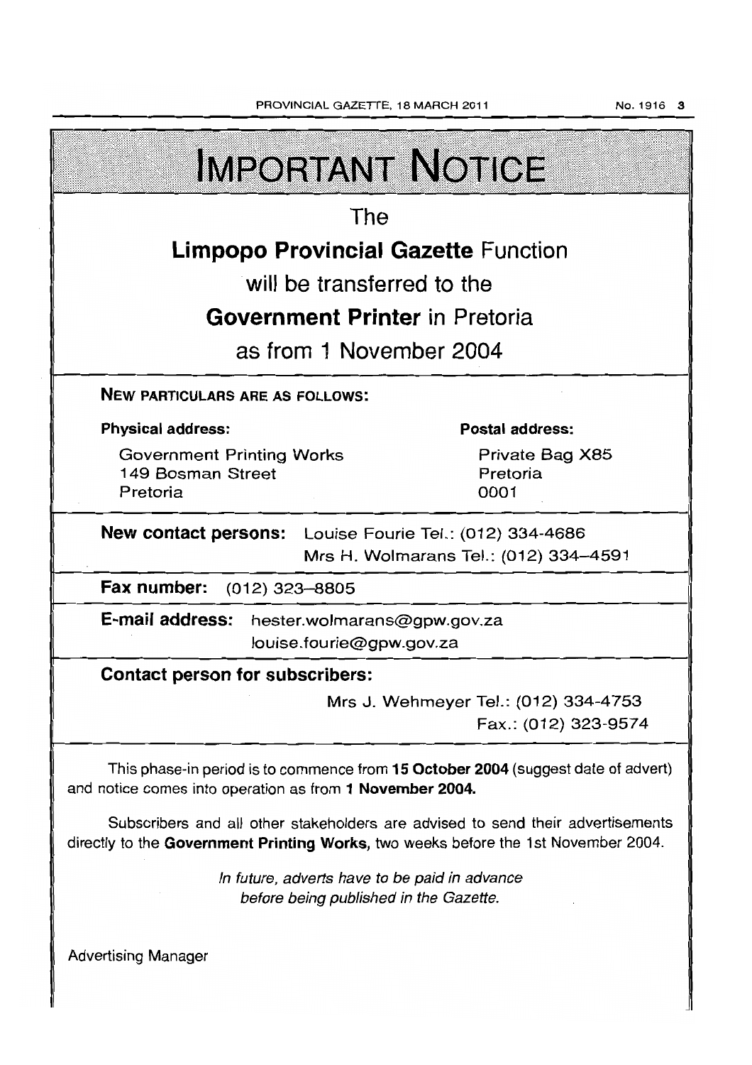# IMPORTANT NOTICE

The

**Limpopo Provincial Gazette** Function

will be transferred to the

**Government Printer** in Pretoria

as from 1 November 2004

**NEW PARTICULARS ARE AS FOLLOWS:**

**Physical address:**

Government Printing Works
149 Bosman Street
Pretoria

**Postal address:**

Private Bag X85
Pretoria
0001

**New contact persons:** Louise Fourie Tel.: (012) 334-4686
Mrs H. Wolmarans Tel.: (012) 334–4591

**Fax number:** (012) 323–8805

**E-mail address:** hester.wolmarans@gpw.gov.za
louise.fourie@gpw.gov.za

**Contact person for subscribers:**

Mrs J. Wehmeyer Tel.: (012) 334-4753
Fax.: (012) 323-9574

This phase-in period is to commence from **15 October 2004** (suggest date of advert) and notice comes into operation as from **1 November 2004.**

Subscribers and all other stakeholders are advised to send their advertisements directly to the **Government Printing Works,** two weeks before the 1st November 2004.

*In future, adverts have to be paid in advance before being published in the Gazette.*

Advertising Manager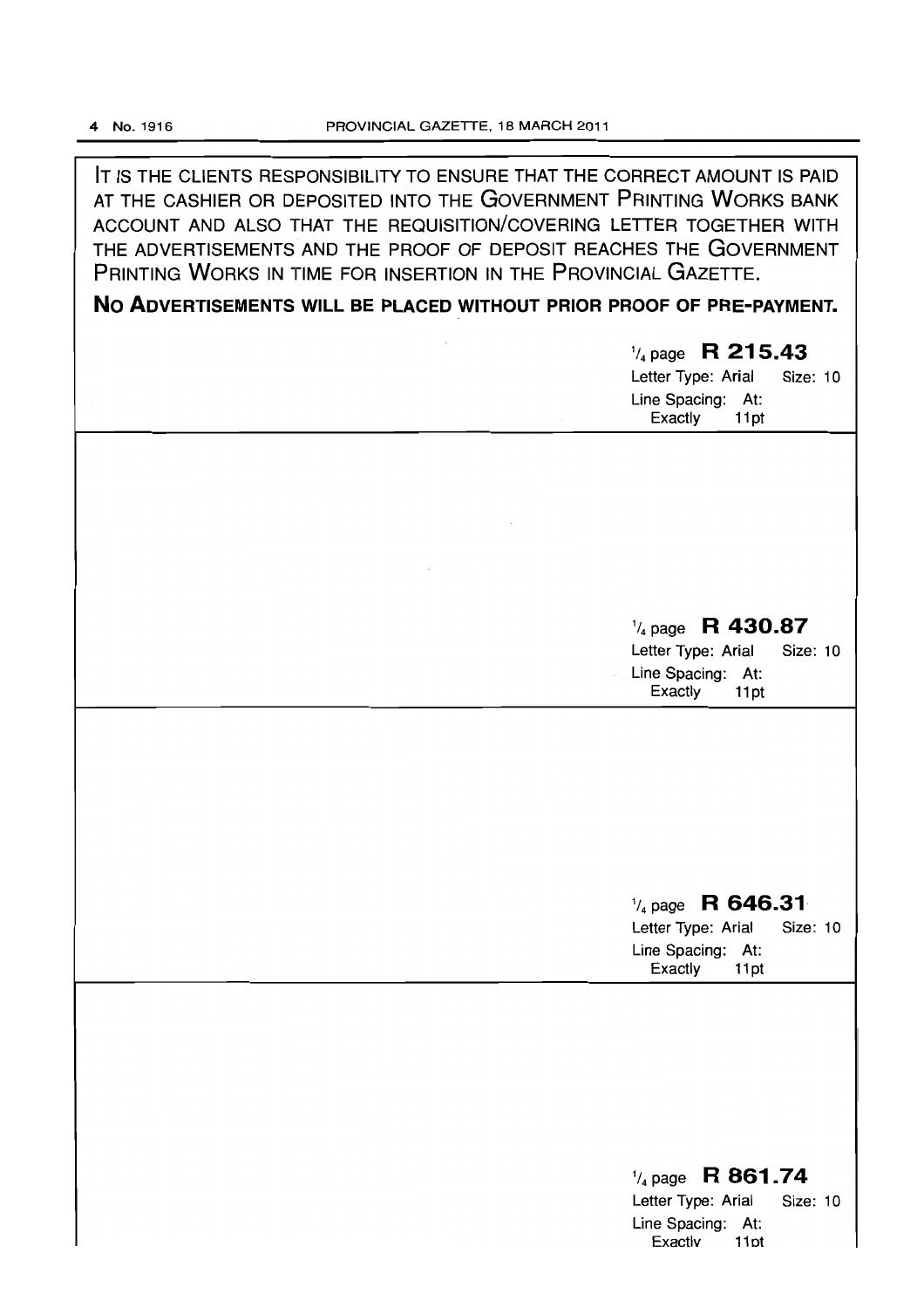IT IS THE CLIENTS RESPONSIBILITY TO ENSURE THAT THE CORRECT AMOUNT IS PAID AT THE CASHIER OR DEPOSITED INTO THE GOVERNMENT PRINTING WORKS BANK ACCOUNT AND ALSO THAT THE REQUISITION/COVERING LETTER TOGETHER WITH THE ADVERTISEMENTS AND THE PROOF OF DEPOSIT REACHES THE GOVERNMENT PRINTING WORKS IN TIME FOR INSERTION IN THE PROVINCIAL GAZETTE.

**NO ADVERTISEMENTS WILL BE PLACED WITHOUT PRIOR PROOF OF PRE-PAYMENT.**

1/4 page **R 215.43**
Letter Type: Arial Size: 10
Line Spacing: At: Exactly 11pt

1/4 page **R 430.87**
Letter Type: Arial Size: 10
Line Spacing: At: Exactly 11pt

1/4 page **R 646.31**
Letter Type: Arial Size: 10
Line Spacing: At: Exactly 11pt

1/4 page **R 861.74**
Letter Type: Arial Size: 10
Line Spacing: At: Exactly 11pt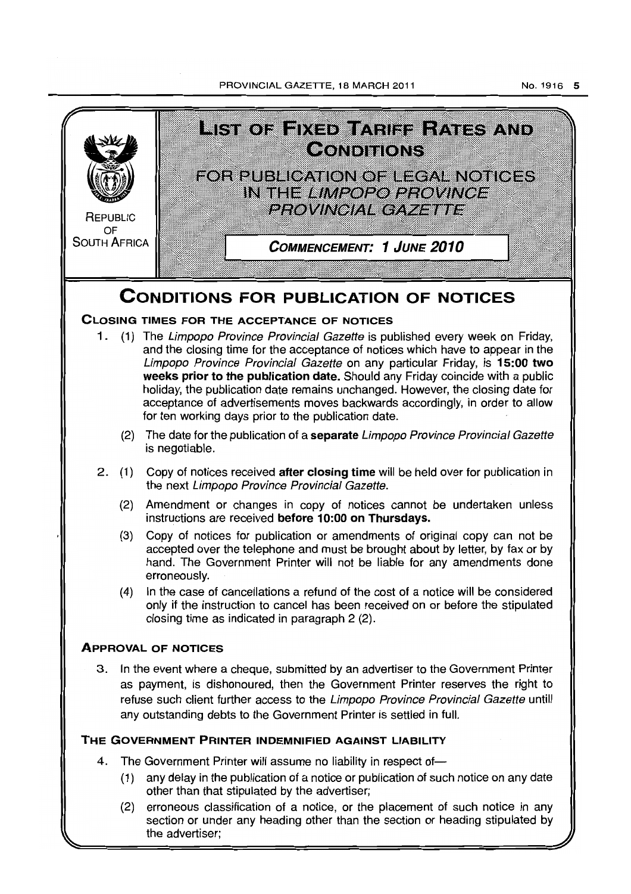REPUBLIC OF SOUTH AFRICA

# LIST OF FIXED TARIFF RATES AND CONDITIONS

## FOR PUBLICATION OF LEGAL NOTICES IN THE *LIMPOPO PROVINCE PROVINCIAL GAZETTE*

***COMMENCEMENT: 1 JUNE 2010***

# CONDITIONS FOR PUBLICATION OF NOTICES

### CLOSING TIMES FOR THE ACCEPTANCE OF NOTICES

1. (1) The *Limpopo Province Provincial Gazette* is published every week on Friday, and the closing time for the acceptance of notices which have to appear in the *Limpopo Province Provincial Gazette* on any particular Friday, is **15:00 two weeks prior to the publication date.** Should any Friday coincide with a public holiday, the publication date remains unchanged. However, the closing date for acceptance of advertisements moves backwards accordingly, in order to allow for ten working days prior to the publication date.

   (2) The date for the publication of a **separate** *Limpopo Province Provincial Gazette* is negotiable.

2. (1) Copy of notices received **after closing time** will be held over for publication in the next *Limpopo Province Provincial Gazette*.

   (2) Amendment or changes in copy of notices cannot be undertaken unless instructions are received **before 10:00 on Thursdays.**

   (3) Copy of notices for publication or amendments of original copy can not be accepted over the telephone and must be brought about by letter, by fax or by hand. The Government Printer will not be liable for any amendments done erroneously.

   (4) In the case of cancellations a refund of the cost of a notice will be considered only if the instruction to cancel has been received on or before the stipulated closing time as indicated in paragraph 2 (2).

### APPROVAL OF NOTICES

3. In the event where a cheque, submitted by an advertiser to the Government Printer as payment, is dishonoured, then the Government Printer reserves the right to refuse such client further access to the *Limpopo Province Provincial Gazette* untill any outstanding debts to the Government Printer is settled in full.

### THE GOVERNMENT PRINTER INDEMNIFIED AGAINST LIABILITY

4. The Government Printer will assume no liability in respect of—

   (1) any delay in the publication of a notice or publication of such notice on any date other than that stipulated by the advertiser;

   (2) erroneous classification of a notice, or the placement of such notice in any section or under any heading other than the section or heading stipulated by the advertiser;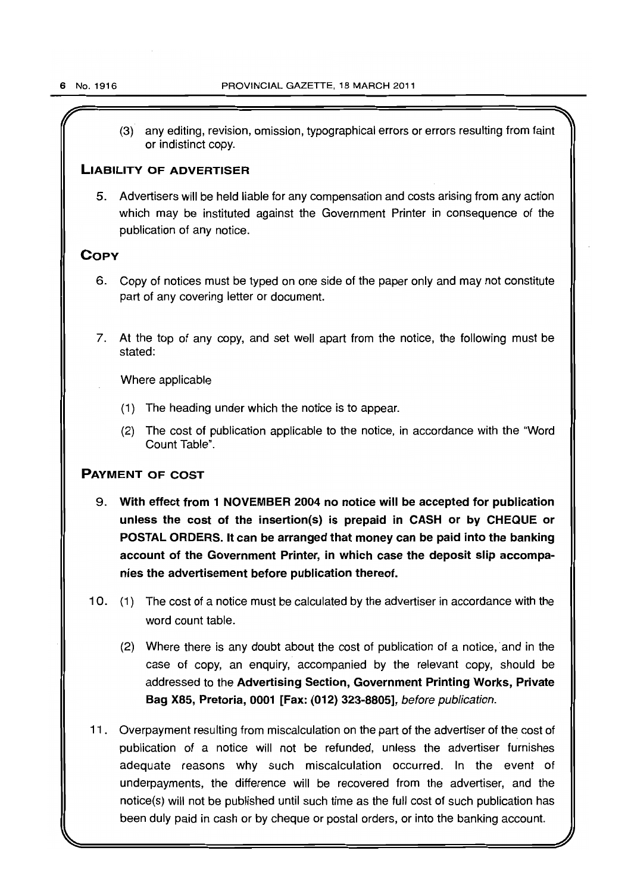(3) any editing, revision, omission, typographical errors or errors resulting from faint or indistinct copy.

## Liability of Advertiser

5. Advertisers will be held liable for any compensation and costs arising from any action which may be instituted against the Government Printer in consequence of the publication of any notice.

## Copy

6. Copy of notices must be typed on one side of the paper only and may not constitute part of any covering letter or document.

7. At the top of any copy, and set well apart from the notice, the following must be stated:

   Where applicable

   (1) The heading under which the notice is to appear.

   (2) The cost of publication applicable to the notice, in accordance with the "Word Count Table".

## Payment of Cost

9. **With effect from 1 NOVEMBER 2004 no notice will be accepted for publication unless the cost of the insertion(s) is prepaid in CASH or by CHEQUE or POSTAL ORDERS. It can be arranged that money can be paid into the banking account of the Government Printer, in which case the deposit slip accompanies the advertisement before publication thereof.**

10. (1) The cost of a notice must be calculated by the advertiser in accordance with the word count table.

    (2) Where there is any doubt about the cost of publication of a notice, and in the case of copy, an enquiry, accompanied by the relevant copy, should be addressed to the **Advertising Section, Government Printing Works, Private Bag X85, Pretoria, 0001 [Fax: (012) 323-8805]**, *before publication.*

11. Overpayment resulting from miscalculation on the part of the advertiser of the cost of publication of a notice will not be refunded, unless the advertiser furnishes adequate reasons why such miscalculation occurred. In the event of underpayments, the difference will be recovered from the advertiser, and the notice(s) will not be published until such time as the full cost of such publication has been duly paid in cash or by cheque or postal orders, or into the banking account.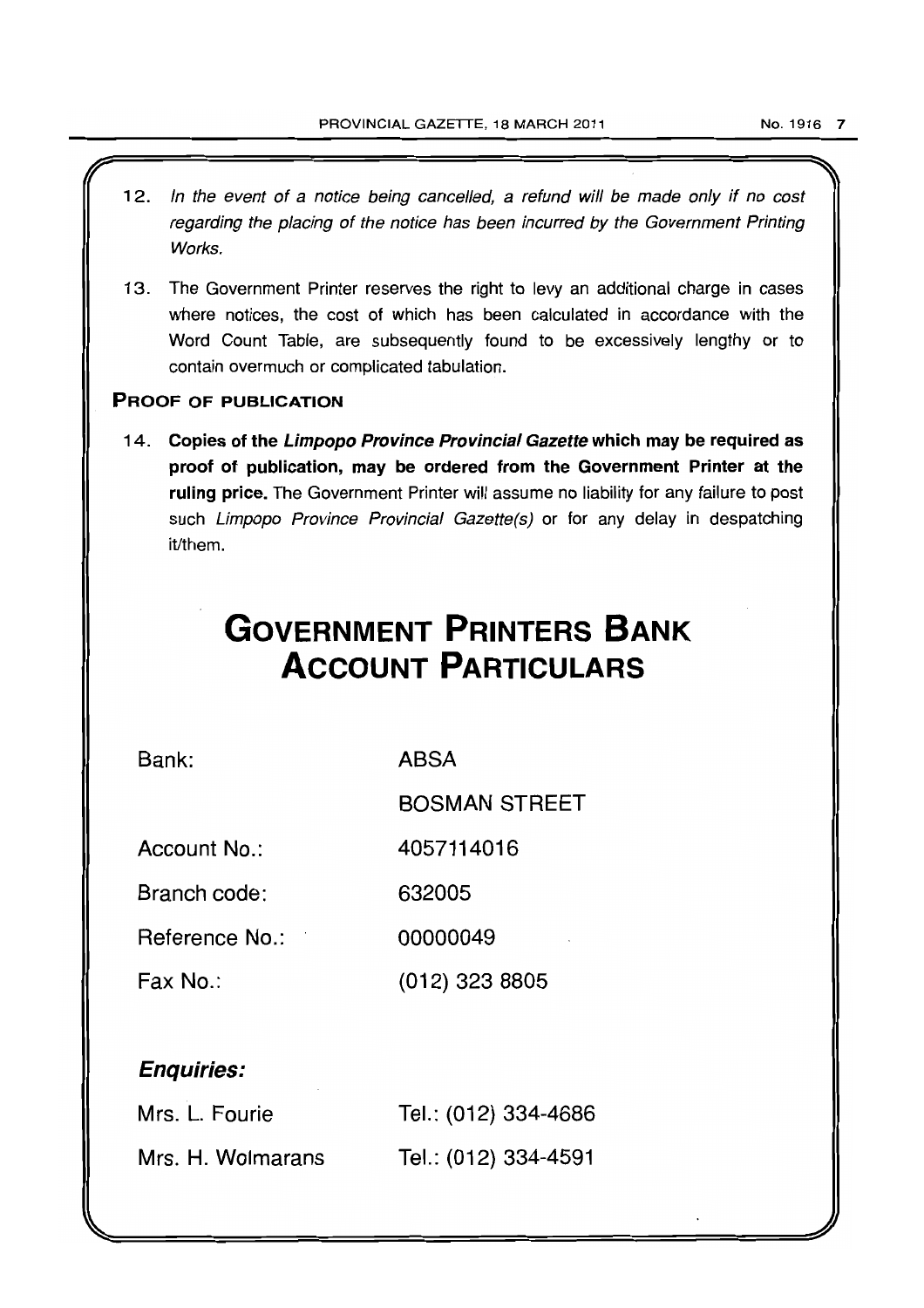12. *In the event of a notice being cancelled, a refund will be made only if no cost regarding the placing of the notice has been incurred by the Government Printing Works.*

13. The Government Printer reserves the right to levy an additional charge in cases where notices, the cost of which has been calculated in accordance with the Word Count Table, are subsequently found to be excessively lengthy or to contain overmuch or complicated tabulation.

### PROOF OF PUBLICATION

14. **Copies of the *Limpopo Province Provincial Gazette* which may be required as proof of publication, may be ordered from the Government Printer at the ruling price.** The Government Printer will assume no liability for any failure to post such *Limpopo Province Provincial Gazette(s)* or for any delay in despatching it/them.

# GOVERNMENT PRINTERS BANK ACCOUNT PARTICULARS

| | |
|---|---|
| Bank: | ABSA |
| | BOSMAN STREET |
| Account No.: | 4057114016 |
| Branch code: | 632005 |
| Reference No.: | 00000049 |
| Fax No.: | (012) 323 8805 |

### *Enquiries:*

| | |
|---|---|
| Mrs. L. Fourie | Tel.: (012) 334-4686 |
| Mrs. H. Wolmarans | Tel.: (012) 334-4591 |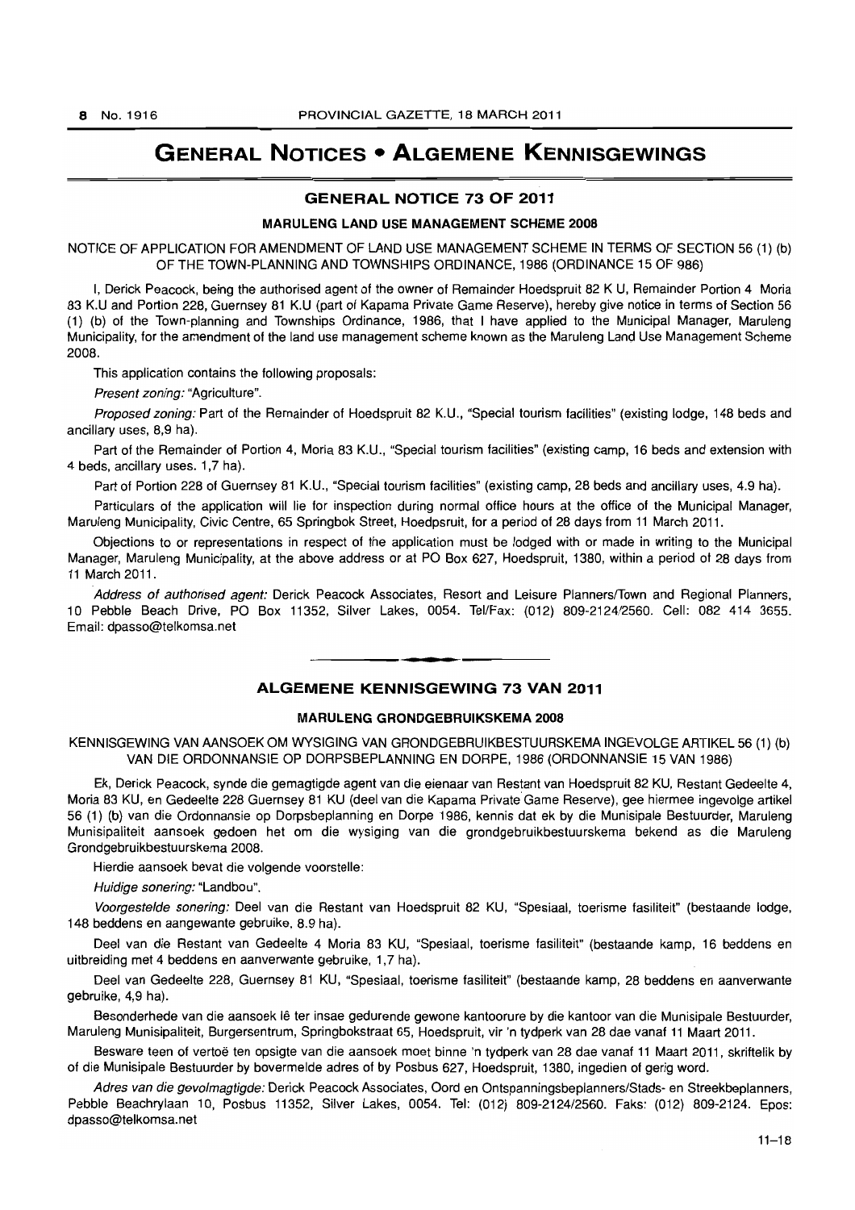# GENERAL NOTICES • ALGEMENE KENNISGEWINGS

## GENERAL NOTICE 73 OF 2011

### MARULENG LAND USE MANAGEMENT SCHEME 2008

NOTICE OF APPLICATION FOR AMENDMENT OF LAND USE MANAGEMENT SCHEME IN TERMS OF SECTION 56 (1) (b) OF THE TOWN-PLANNING AND TOWNSHIPS ORDINANCE, 1986 (ORDINANCE 15 OF 986)

I, Derick Peacock, being the authorised agent of the owner of Remainder Hoedspruit 82 K U, Remainder Portion 4 Moria 83 K.U and Portion 228, Guernsey 81 K.U (part of Kapama Private Game Reserve), hereby give notice in terms of Section 56 (1) (b) of the Town-planning and Townships Ordinance, 1986, that I have applied to the Municipal Manager, Maruleng Municipality, for the amendment of the land use management scheme known as the Maruleng Land Use Management Scheme 2008.

This application contains the following proposals:

*Present zoning:* "Agriculture".

*Proposed zoning:* Part of the Remainder of Hoedspruit 82 K.U., "Special tourism facilities" (existing lodge, 148 beds and ancillary uses, 8,9 ha).

Part of the Remainder of Portion 4, Moria 83 K.U., "Special tourism facilities" (existing camp, 16 beds and extension with 4 beds, ancillary uses. 1,7 ha).

Part of Portion 228 of Guernsey 81 K.U., "Special tourism facilities" (existing camp, 28 beds and ancillary uses, 4.9 ha).

Particulars of the application will lie for inspection during normal office hours at the office of the Municipal Manager, Maruleng Municipality, Civic Centre, 65 Springbok Street, Hoedpsruit, for a period of 28 days from 11 March 2011.

Objections to or representations in respect of the application must be lodged with or made in writing to the Municipal Manager, Maruleng Municipality, at the above address or at PO Box 627, Hoedspruit, 1380, within a period of 28 days from 11 March 2011.

*Address of authorised agent:* Derick Peacock Associates, Resort and Leisure Planners/Town and Regional Planners, 10 Pebble Beach Drive, PO Box 11352, Silver Lakes, 0054. Tel/Fax: (012) 809-2124/2560. Cell: 082 414 3655. Email: dpasso@telkomsa.net

---

## ALGEMENE KENNISGEWING 73 VAN 2011

### MARULENG GRONDGEBRUIKSKEMA 2008

KENNISGEWING VAN AANSOEK OM WYSIGING VAN GRONDGEBRUIKBESTUURSKEMA INGEVOLGE ARTIKEL 56 (1) (b) VAN DIE ORDONNANSIE OP DORPSBEPLANNING EN DORPE, 1986 (ORDONNANSIE 15 VAN 1986)

Ek, Derick Peacock, synde die gemagtigde agent van die eienaar van Restant van Hoedspruit 82 KU, Restant Gedeelte 4, Moria 83 KU, en Gedeelte 228 Guernsey 81 KU (deel van die Kapama Private Game Reserve), gee hiermee ingevolge artikel 56 (1) (b) van die Ordonnansie op Dorpsbeplanning en Dorpe 1986, kennis dat ek by die Munisipale Bestuurder, Maruleng Munisipaliteit aansoek gedoen het om die wysiging van die grondgebruikbestuurskema bekend as die Maruleng Grondgebruikbestuurskema 2008.

Hierdie aansoek bevat die volgende voorstelle:

*Huidige sonering:* "Landbou".

*Voorgestelde sonering:* Deel van die Restant van Hoedspruit 82 KU, "Spesiaal, toerisme fasiliteit" (bestaande lodge, 148 beddens en aangewante gebruike, 8.9 ha).

Deel van die Restant van Gedeelte 4 Moria 83 KU, "Spesiaal, toerisme fasiliteit" (bestaande kamp, 16 beddens en uitbreiding met 4 beddens en aanverwante gebruike, 1,7 ha).

Deel van Gedeelte 228, Guernsey 81 KU, "Spesiaal, toerisme fasiliteit" (bestaande kamp, 28 beddens en aanverwante gebruike, 4,9 ha).

Besonderhede van die aansoek lê ter insae gedurende gewone kantoorure by die kantoor van die Munisipale Bestuurder, Maruleng Munisipaliteit, Burgersentrum, Springbokstraat 65, Hoedspruit, vir 'n tydperk van 28 dae vanaf 11 Maart 2011.

Besware teen of vertoë ten opsigte van die aansoek moet binne 'n tydperk van 28 dae vanaf 11 Maart 2011, skriftelik by of die Munisipale Bestuurder by bovermelde adres of by Posbus 627, Hoedspruit, 1380, ingedien of gerig word.

*Adres van die gevolmagtigde:* Derick Peacock Associates, Oord en Ontspanningsbeplanners/Stads- en Streekbeplanners, Pebble Beachrylaan 10, Posbus 11352, Silver Lakes, 0054. Tel: (012) 809-2124/2560. Faks: (012) 809-2124. Epos: dpasso@telkomsa.net

11–18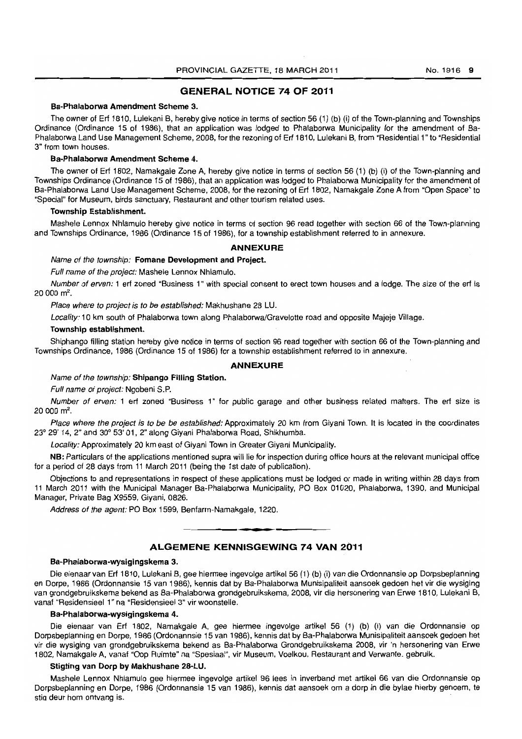## GENERAL NOTICE 74 OF 2011

**Ba-Phalaborwa Amendment Scheme 3.**

The owner of Erf 1810, Lulekani B, hereby give notice in terms of section 56 (1) (b) (i) of the Town-planning and Townships Ordinance (Ordinance 15 of 1986), that an application was lodged to Phalaborwa Municipality for the amendment of Ba-Phalaborwa Land Use Management Scheme, 2008, for the rezoning of Erf 1810, Lulekani B, from "Residential 1" to "Residential 3" from town houses.

**Ba-Phalaborwa Amendment Scheme 4.**

The owner of Erf 1802, Namakgale Zone A, hereby give notice in terms of section 56 (1) (b) (i) of the Town-planning and Townships Ordinance (Ordinance 15 of 1986), that an application was lodged to Phalaborwa Municipality for the amendment of Ba-Phalaborwa Land Use Management Scheme, 2008, for the rezoning of Erf 1802, Namakgale Zone A from "Open Space" to "Special" for Museum, birds sanctuary, Restaurant and other tourism related uses.

**Township Establishment.**

Mashele Lennox Nhlamulo hereby give notice in terms of section 96 read together with section 66 of the Town-planning and Townships Ordinance, 1986 (Ordinance 15 of 1986), for a township establishment referred to in annexure.

### ANNEXURE

*Name of the township:* **Fomane Development and Project.**

*Full name of the project:* Mashele Lennox Nhlamulo.

*Number of erven:* 1 erf zoned "Business 1" with special consent to erect town houses and a lodge. The size of the erf is 20 000 m².

*Place where to project is to be established:* Makhushane 28 LU.

*Locality:* 10 km south of Phalaborwa town along Phalaborwa/Gravelotte road and opposite Majeje Village.

**Township establishment.**

Shiphango filling station hereby give notice in terms of section 96 read together with section 66 of the Town-planning and Townships Ordinance, 1986 (Ordinance 15 of 1986) for a township establishment referred to in annexure.

### ANNEXURE

*Name of the township:* **Shipango Filling Station.**

*Full name of project:* Ngobeni S.P.

*Number of erven:* 1 erf zoned "Business 1" for public garage and other business related matters. The erf size is 20 000 m².

*Place where the project is to be be established:* Approximately 20 km from Giyani Town. It is located in the coordinates 23° 29' 14, 2" and 30° 53' 01, 2" along Giyani Phalaborwa Road, Shikhumba.

*Locality:* Approximately 20 km east of Giyani Town in Greater Giyani Municipality.

**NB:** Particulars of the applications mentioned supra will lie for inspection during office hours at the relevant municipal office for a period of 28 days from 11 March 2011 (being the 1st date of publication).

Objections to and representations in respect of these applications must be lodged or made in writing within 28 days from 11 March 2011 with the Municipal Manager Ba-Phalaborwa Municipality, PO Box 01020, Phalaborwa, 1390, and Municipal Manager, Private Bag X9559, Giyani, 0826.

*Address of the agent:* PO Box 1599, Benfarm-Namakgale, 1220.

---

## ALGEMENE KENNISGEWING 74 VAN 2011

**Ba-Phalaborwa-wysigingskema 3.**

Die eienaar van Erf 1810, Lulekani B, gee hiermee ingevolge artikel 56 (1) (b) (i) van die Ordonnansie op Dorpsbeplanning en Dorpe, 1986 (Ordonnansie 15 van 1986), kennis dat by Ba-Phalaborwa Munisipaliteit aansoek gedoen het vir die wysiging van grondgebruikskema bekend as Ba-Phalaborwa grondgebruikskema, 2008, vir die hersonering van Erwe 1810, Lulekani B, vanaf "Residensieel 1" na "Residensieel 3" vir woonstelle.

**Ba-Phalaborwa-wysigingskema 4.**

Die eienaar van Erf 1802, Namakgale A, gee hiermee ingevolge artikel 56 (1) (b) (i) van die Ordonnansie op Dorpsbeplanning en Dorpe, 1986 (Ordonannsie 15 van 1986), kennis dat by Ba-Phalaborwa Munisipaliteit aansoek gedoen het vir die wysiging van grondgebruikskema bekend as Ba-Phalaborwa Grondgebruikskema 2008, vir 'n hersonering van Erwe 1802, Namakgale A, vanaf "Oop Ruimte" na "Spesiaal", vir Museum, Voelkou, Restaurant and Verwante. gebruik.

**Stigting van Dorp by Makhushane 28-LU.**

Mashele Lennox Nhlamulo gee hiermee ingevolge artikel 96 lees in inverband met artikel 66 van die Ordonnansie op Dorpsbeplanning en Dorpe, 1986 (Ordonnansie 15 van 1986), kennis dat aansoek om a dorp in die bylae hierby genoem, te stig deur hom ontvang is.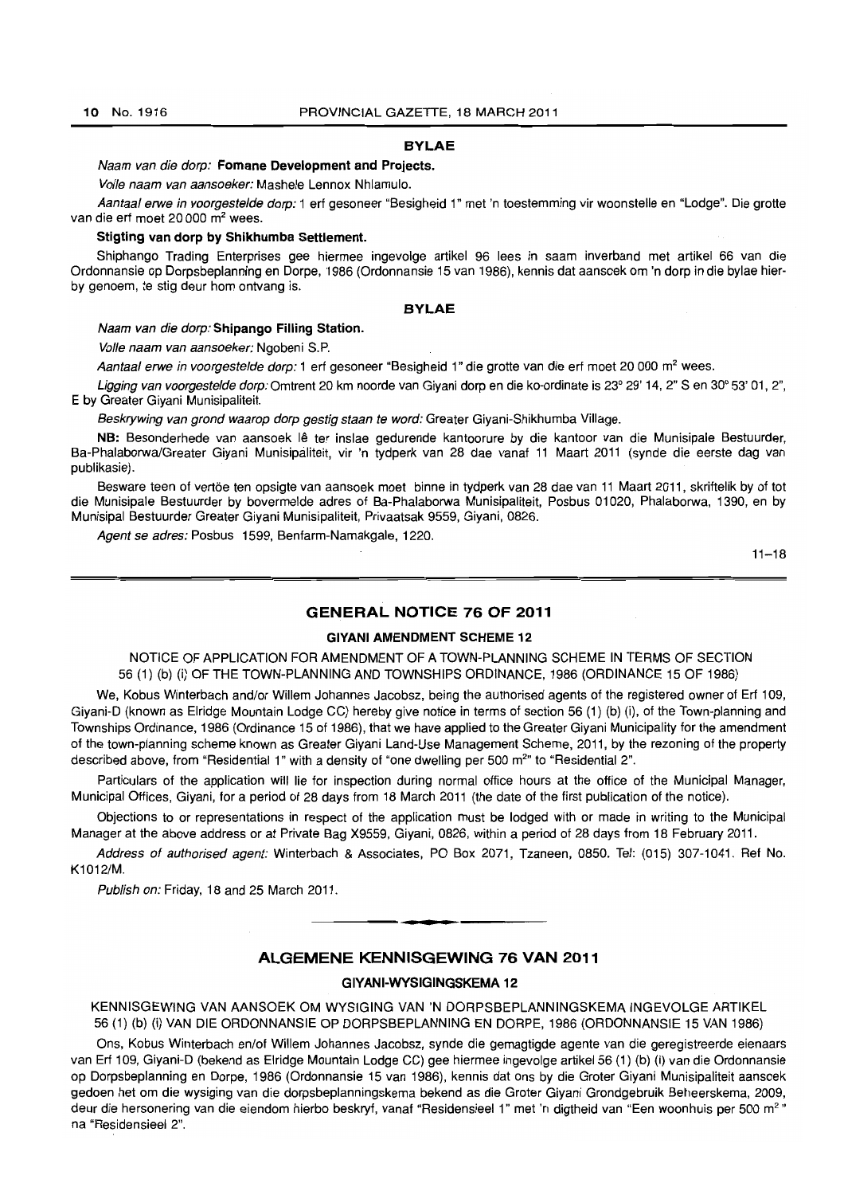## BYLAE

*Naam van die dorp:* **Fomane Development and Projects.**

*Volle naam van aansoeker:* Mashele Lennox Nhlamulo.

*Aantaal erwe in voorgestelde dorp:* 1 erf gesoneer "Besigheid 1" met 'n toestemming vir woonstelle en "Lodge". Die grotte van die erf moet 20 000 m$^2$ wees.

**Stigting van dorp by Shikhumba Settlement.**

Shiphango Trading Enterprises gee hiermee ingevolge artikel 96 lees in saam inverband met artikel 66 van die Ordonnansie op Dorpsbeplanning en Dorpe, 1986 (Ordonnansie 15 van 1986), kennis dat aansoek om 'n dorp in die bylae hierby genoem, te stig deur hom ontvang is.

## BYLAE

*Naam van die dorp:* **Shipango Filling Station.**

*Volle naam van aansoeker:* Ngobeni S.P.

*Aantaal erwe in voorgestelde dorp:* 1 erf gesoneer "Besigheid 1" die grotte van die erf moet 20 000 m$^2$ wees.

*Ligging van voorgestelde dorp:* Omtrent 20 km noorde van Giyani dorp en die ko-ordinate is 23° 29' 14, 2" S en 30° 53' 01, 2", E by Greater Giyani Munisipaliteit.

*Beskrywing van grond waarop dorp gestig staan te word:* Greater Giyani-Shikhumba Village.

**NB:** Besonderhede van aansoek lê ter inslae gedurende kantoorure by die kantoor van die Munisipale Bestuurder, Ba-Phalaborwa/Greater Giyani Munisipaliteit, vir 'n tydperk van 28 dae vanaf 11 Maart 2011 (synde die eerste dag van publikasie).

Besware teen of vertöe ten opsigte van aansoek moet binne in tydperk van 28 dae van 11 Maart 2011, skriftelik by of tot die Munisipale Bestuurder by bovermelde adres of Ba-Phalaborwa Munisipaliteit, Posbus 01020, Phalaborwa, 1390, en by Munisipal Bestuurder Greater Giyani Munisipaliteit, Privaatsak 9559, Giyani, 0826.

*Agent se adres:* Posbus 1599, Benfarm-Namakgale, 1220.

11–18

## GENERAL NOTICE 76 OF 2011

### GIYANI AMENDMENT SCHEME 12

NOTICE OF APPLICATION FOR AMENDMENT OF A TOWN-PLANNING SCHEME IN TERMS OF SECTION 56 (1) (b) (i) OF THE TOWN-PLANNING AND TOWNSHIPS ORDINANCE, 1986 (ORDINANCE 15 OF 1986)

We, Kobus Winterbach and/or Willem Johannes Jacobsz, being the authorised agents of the registered owner of Erf 109, Giyani-D (known as Elridge Mountain Lodge CC) hereby give notice in terms of section 56 (1) (b) (i), of the Town-planning and Townships Ordinance, 1986 (Ordinance 15 of 1986), that we have applied to the Greater Giyani Municipality for the amendment of the town-planning scheme known as Greater Giyani Land-Use Management Scheme, 2011, by the rezoning of the property described above, from "Residential 1" with a density of "one dwelling per 500 m$^2$" to "Residential 2".

Particulars of the application will lie for inspection during normal office hours at the office of the Municipal Manager, Municipal Offices, Giyani, for a period of 28 days from 18 March 2011 (the date of the first publication of the notice).

Objections to or representations in respect of the application must be lodged with or made in writing to the Municipal Manager at the above address or at Private Bag X9559, Giyani, 0826, within a period of 28 days from 18 February 2011.

*Address of authorised agent:* Winterbach & Associates, PO Box 2071, Tzaneen, 0850. Tel: (015) 307-1041. Ref No. K1012/M.

*Publish on:* Friday, 18 and 25 March 2011.

## ALGEMENE KENNISGEWING 76 VAN 2011

### GIYANI-WYSIGINGSKEMA 12

KENNISGEWING VAN AANSOEK OM WYSIGING VAN 'N DORPSBEPLANNINGSKEMA INGEVOLGE ARTIKEL 56 (1) (b) (i) VAN DIE ORDONNANSIE OP DORPSBEPLANNING EN DORPE, 1986 (ORDONNANSIE 15 VAN 1986)

Ons, Kobus Winterbach en/of Willem Johannes Jacobsz, synde die gemagtigde agente van die geregistreerde eienaars van Erf 109, Giyani-D (bekend as Elridge Mountain Lodge CC) gee hiermee ingevolge artikel 56 (1) (b) (i) van die Ordonnansie op Dorpsbeplanning en Dorpe, 1986 (Ordonnansie 15 van 1986), kennis dat ons by die Groter Giyani Munisipaliteit aansoek gedoen het om die wysiging van die dorpsbeplanningskema bekend as die Groter Giyani Grondgebruik Beheerskema, 2009, deur die hersonering van die eiendom hierbo beskryf, vanaf "Residensieel 1" met 'n digtheid van "Een woonhuis per 500 m$^2$" na "Residensieel 2".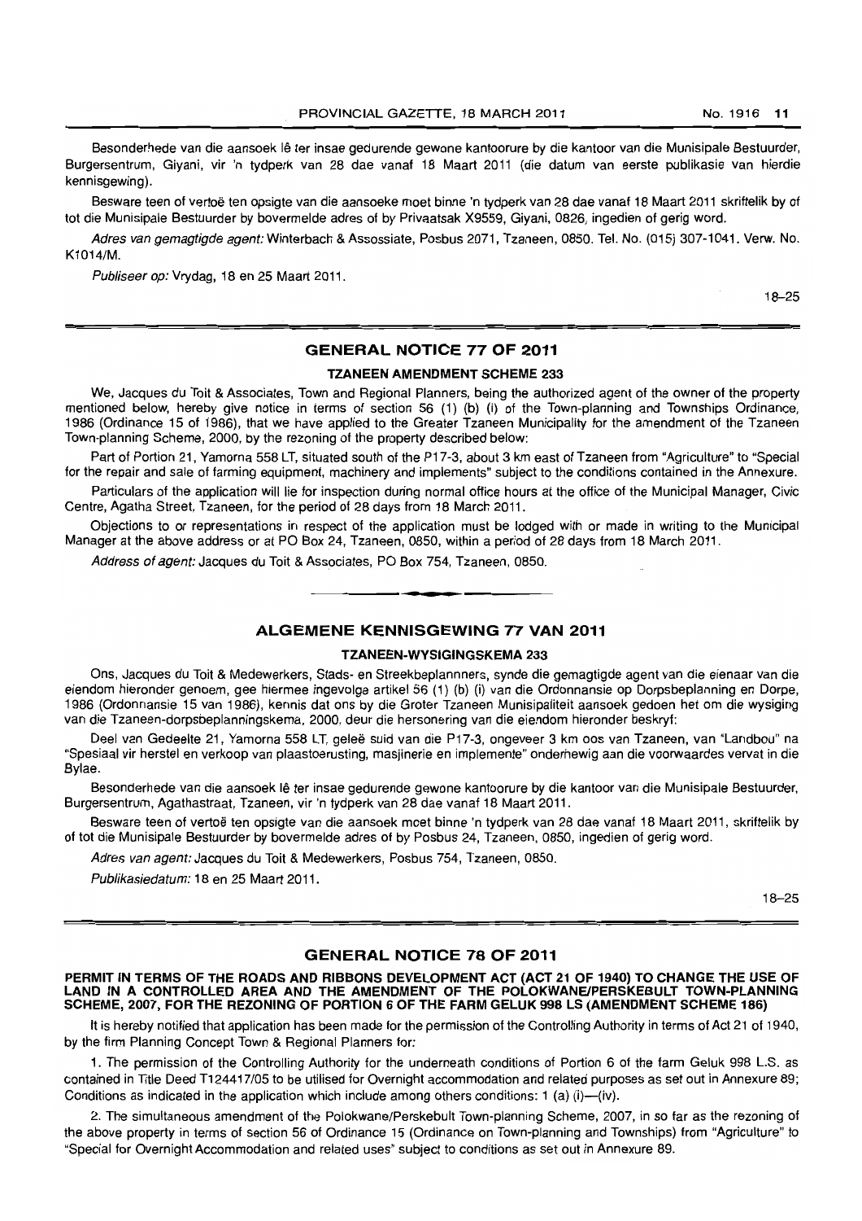Besonderhede van die aansoek lê ter insae gedurende gewone kantoorure by die kantoor van die Munisipale Bestuurder, Burgersentrum, Giyani, vir 'n tydperk van 28 dae vanaf 18 Maart 2011 (die datum van eerste publikasie van hierdie kennisgewing).

Besware teen of vertoë ten opsigte van die aansoeke moet binne 'n tydperk van 28 dae vanaf 18 Maart 2011 skriftelik by of tot die Munisipale Bestuurder by bovermelde adres of by Privaatsak X9559, Giyani, 0826, ingedien of gerig word.

*Adres van gemagtigde agent:* Winterbach & Assossiate, Posbus 2071, Tzaneen, 0850. Tel. No. (015) 307-1041. Verw. No. K1014/M.

*Publiseer op:* Vrydag, 18 en 25 Maart 2011.

18–25

## GENERAL NOTICE 77 OF 2011

### TZANEEN AMENDMENT SCHEME 233

We, Jacques du Toit & Associates, Town and Regional Planners, being the authorized agent of the owner of the property mentioned below, hereby give notice in terms of section 56 (1) (b) (i) of the Town-planning and Townships Ordinance, 1986 (Ordinance 15 of 1986), that we have applied to the Greater Tzaneen Municipality for the amendment of the Tzaneen Town-planning Scheme, 2000, by the rezoning of the property described below:

Part of Portion 21, Yamorna 558 LT, situated south of the P17-3, about 3 km east of Tzaneen from "Agriculture" to "Special for the repair and sale of farming equipment, machinery and implements" subject to the conditions contained in the Annexure.

Particulars of the application will lie for inspection during normal office hours at the office of the Municipal Manager, Civic Centre, Agatha Street, Tzaneen, for the period of 28 days from 18 March 2011.

Objections to or representations in respect of the application must be lodged with or made in writing to the Municipal Manager at the above address or at PO Box 24, Tzaneen, 0850, within a period of 28 days from 18 March 2011.

*Address of agent:* Jacques du Toit & Associates, PO Box 754, Tzaneen, 0850.

## ALGEMENE KENNISGEWING 77 VAN 2011

### TZANEEN-WYSIGINGSKEMA 233

Ons, Jacques du Toit & Medewerkers, Stads- en Streekbeplannners, synde die gemagtigde agent van die eienaar van die eiendom hieronder genoem, gee hiermee ingevolge artikel 56 (1) (b) (i) van die Ordonnansie op Dorpsbeplanning en Dorpe, 1986 (Ordonnansie 15 van 1986), kennis dat ons by die Groter Tzaneen Munisipaliteit aansoek gedoen het om die wysiging van die Tzaneen-dorpsbeplanningskema, 2000, deur die hersonering van die eiendom hieronder beskryf:

Deel van Gedeelte 21, Yamorna 558 LT, geleë suid van die P17-3, ongeveer 3 km oos van Tzaneen, van "Landbou" na "Spesiaal vir herstel en verkoop van plaastoerusting, masjinerie en implemente" onderhewig aan die voorwaardes vervat in die Bylae.

Besonderhede van die aansoek lê ter insae gedurende gewone kantoorure by die kantoor van die Munisipale Bestuurder, Burgersentrum, Agathastraat, Tzaneen, vir 'n tydperk van 28 dae vanaf 18 Maart 2011.

Besware teen of vertoë ten opsigte van die aansoek moet binne 'n tydperk van 28 dae vanaf 18 Maart 2011, skriftelik by of tot die Munisipale Bestuurder by bovermelde adres of by Posbus 24, Tzaneen, 0850, ingedien of gerig word.

*Adres van agent:* Jacques du Toit & Medewerkers, Posbus 754, Tzaneen, 0850.

*Publikasiedatum:* 18 en 25 Maart 2011.

18–25

## GENERAL NOTICE 78 OF 2011

### PERMIT IN TERMS OF THE ROADS AND RIBBONS DEVELOPMENT ACT (ACT 21 OF 1940) TO CHANGE THE USE OF LAND IN A CONTROLLED AREA AND THE AMENDMENT OF THE POLOKWANE/PERSKEBULT TOWN-PLANNING SCHEME, 2007, FOR THE REZONING OF PORTION 6 OF THE FARM GELUK 998 LS (AMENDMENT SCHEME 186)

It is hereby notified that application has been made for the permission of the Controlling Authority in terms of Act 21 of 1940, by the firm Planning Concept Town & Regional Planners for:

1. The permission of the Controlling Authority for the underneath conditions of Portion 6 of the farm Geluk 998 L.S. as contained in Title Deed T124417/05 to be utilised for Overnight accommodation and related purposes as set out in Annexure 89; Conditions as indicated in the application which include among others conditions: 1 (a) (i)—(iv).

2. The simultaneous amendment of the Polokwane/Perskebult Town-planning Scheme, 2007, in so far as the rezoning of the above property in terms of section 56 of Ordinance 15 (Ordinance on Town-planning and Townships) from "Agriculture" to "Special for Overnight Accommodation and related uses" subject to conditions as set out in Annexure 89.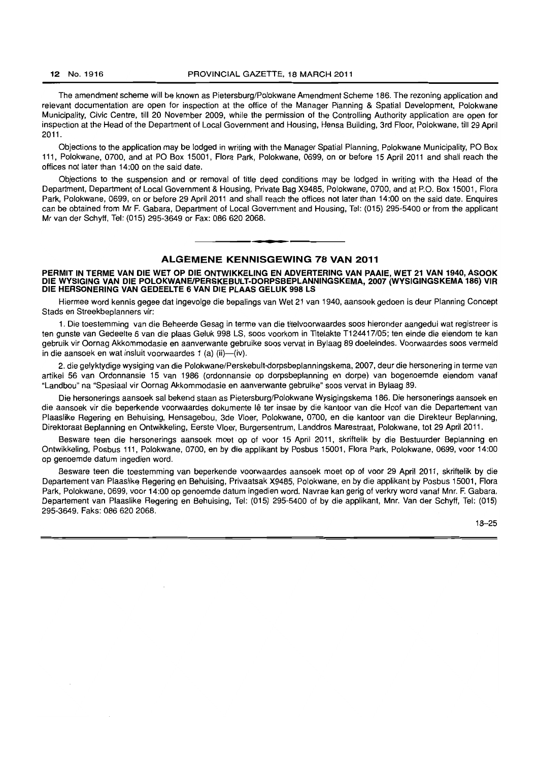The amendment scheme will be known as Pietersburg/Polokwane Amendment Scheme 186. The rezoning application and relevant documentation are open for inspection at the office of the Manager Planning & Spatial Development, Polokwane Municipality, Civic Centre, till 20 November 2009, while the permission of the Controlling Authority application are open for inspection at the Head of the Department of Local Government and Housing, Hensa Building, 3rd Floor, Polokwane, till 29 April 2011.

Objections to the application may be lodged in writing with the Manager Spatial Planning, Polokwane Municipality, PO Box 111, Polokwane, 0700, and at PO Box 15001, Flora Park, Polokwane, 0699, on or before 15 April 2011 and shall reach the offices not later than 14:00 on the said date.

Objections to the suspension and or removal of title deed conditions may be lodged in writing with the Head of the Department, Department of Local Government & Housing, Private Bag X9485, Polokwane, 0700, and at P.O. Box 15001, Flora Park, Polokwane, 0699, on or before 29 April 2011 and shall reach the offices not later than 14:00 on the said date. Enquires can be obtained from Mr F. Gabara, Department of Local Government and Housing, Tel: (015) 295-5400 or from the applicant Mr van der Schyff, Tel: (015) 295-3649 or Fax: 086 620 2068.

## ALGEMENE KENNISGEWING 78 VAN 2011

**PERMIT IN TERME VAN DIE WET OP DIE ONTWIKKELING EN ADVERTERING VAN PAAIE, WET 21 VAN 1940, ASOOK DIE WYSIGING VAN DIE POLOKWANE/PERSKEBULT-DORPSBEPLANNINGSKEMA, 2007 (WYSIGINGSKEMA 186) VIR DIE HERSONERING VAN GEDEELTE 6 VAN DIE PLAAS GELUK 998 LS**

Hiermee word kennis gegee dat ingevolge die bepalings van Wet 21 van 1940, aansoek gedoen is deur Planning Concept Stads en Streekbeplanners vir:

1. Die toestemming van die Beheerde Gesag in terme van die titelvoorwaardes soos hieronder aangedui wat registreer is ten gunste van Gedeelte 6 van die plaas Geluk 998 LS, soos voorkom in Titelakte T124417/05; ten einde die eiendom te kan gebruik vir Oornag Akkommodasie en aanverwante gebruike soos vervat in Bylaag 89 doeleindes. Voorwaardes soos vermeld in die aansoek en wat insluit voorwaardes 1 (a) (ii)—(iv).

2. die gelyktydige wysiging van die Polokwane/Perskebult-dorpsbeplanningskema, 2007, deur die hersonering in terme van artikel 56 van Ordonnansie 15 van 1986 (ordonnansie op dorpsbeplanning en dorpe) van bogenoemde eiendom vanaf "Landbou" na "Spesiaal vir Oornag Akkommodasie en aanverwante gebruike" soos vervat in Bylaag 89.

Die hersonerings aansoek sal bekend staan as Pietersburg/Polokwane Wysigingskema 186. Die hersonerings aansoek en die aansoek vir die beperkende voorwaardes dokumente lê ter insae by die kantoor van die Hoof van die Departement van Plaaslike Regering en Behuising, Hensagebou, 3de Vloer, Polokwane, 0700, en die kantoor van die Direkteur Beplanning, Direktoraat Beplanning en Ontwikkeling, Eerste Vloer, Burgersentrum, Landdros Marestraat, Polokwane, tot 29 April 2011.

Besware teen die hersonerings aansoek moet op of voor 15 April 2011, skriftelik by die Bestuurder Beplanning en Ontwikkeling, Posbus 111, Polokwane, 0700, en by die applikant by Posbus 15001, Flora Park, Polokwane, 0699, voor 14:00 op genoemde datum ingedien word.

Besware teen die toestemming van beperkende voorwaardes aansoek moet op of voor 29 April 2011, skriftelik by die Departement van Plaaslike Regering en Behuising, Privaatsak X9485, Polokwane, en by die applikant by Posbus 15001, Flora Park, Polokwane, 0699, voor 14:00 op genoemde datum ingedien word. Navrae kan gerig of verkry word vanaf Mnr. F. Gabara. Departement van Plaaslike Regering en Behuising, Tel: (015) 295-5400 of by die applikant, Mnr. Van der Schyff, Tel: (015) 295-3649. Faks: 086 620 2068.

18–25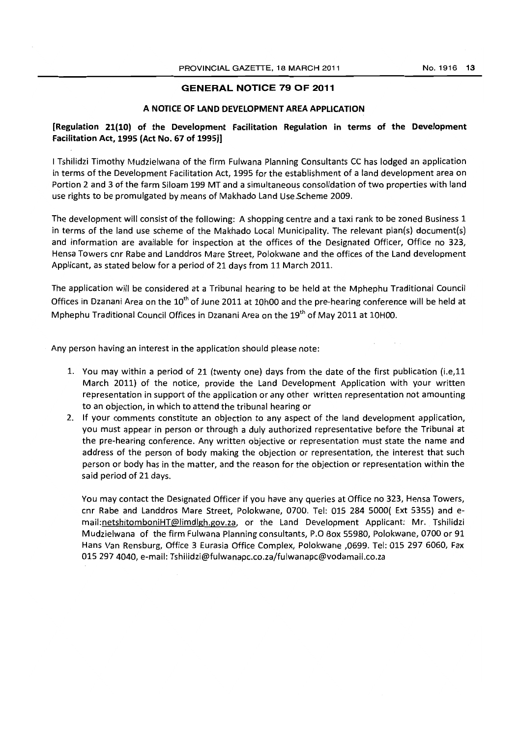## GENERAL NOTICE 79 OF 2011

### A NOTICE OF LAND DEVELOPMENT AREA APPLICATION

**[Regulation 21(10) of the Development Facilitation Regulation in terms of the Development Facilitation Act, 1995 (Act No. 67 of 1995)]**

I Tshilidzi Timothy Mudzielwana of the firm Fulwana Planning Consultants CC has lodged an application in terms of the Development Facilitation Act, 1995 for the establishment of a land development area on Portion 2 and 3 of the farm Siloam 199 MT and a simultaneous consolidation of two properties with land use rights to be promulgated by means of Makhado Land Use Scheme 2009.

The development will consist of the following: A shopping centre and a taxi rank to be zoned Business 1 in terms of the land use scheme of the Makhado Local Municipality. The relevant plan(s) document(s) and information are available for inspection at the offices of the Designated Officer, Office no 323, Hensa Towers cnr Rabe and Landdros Mare Street, Polokwane and the offices of the Land development Applicant, as stated below for a period of 21 days from 11 March 2011.

The application will be considered at a Tribunal hearing to be held at the Mphephu Traditional Council Offices in Dzanani Area on the 10th of June 2011 at 10h00 and the pre-hearing conference will be held at Mphephu Traditional Council Offices in Dzanani Area on the 19th of May 2011 at 10H00.

Any person having an interest in the application should please note:

1. You may within a period of 21 (twenty one) days from the date of the first publication (i.e,11 March 2011) of the notice, provide the Land Development Application with your written representation in support of the application or any other written representation not amounting to an objection, in which to attend the tribunal hearing or
2. If your comments constitute an objection to any aspect of the land development application, you must appear in person or through a duly authorized representative before the Tribunal at the pre-hearing conference. Any written objective or representation must state the name and address of the person of body making the objection or representation, the interest that such person or body has in the matter, and the reason for the objection or representation within the said period of 21 days.

   You may contact the Designated Officer if you have any queries at Office no 323, Hensa Towers, cnr Rabe and Landdros Mare Street, Polokwane, 0700. Tel: 015 284 5000( Ext 5355) and e-mail:netshitomboniHT@limdlgh.gov.za, or the Land Development Applicant: Mr. Tshilidzi Mudzielwana of the firm Fulwana Planning consultants, P.O Box 55980, Polokwane, 0700 or 91 Hans Van Rensburg, Office 3 Eurasia Office Complex, Polokwane ,0699. Tel: 015 297 6060, Fax 015 297 4040, e-mail: Tshilidzi@fulwanapc.co.za/fulwanapc@vodamail.co.za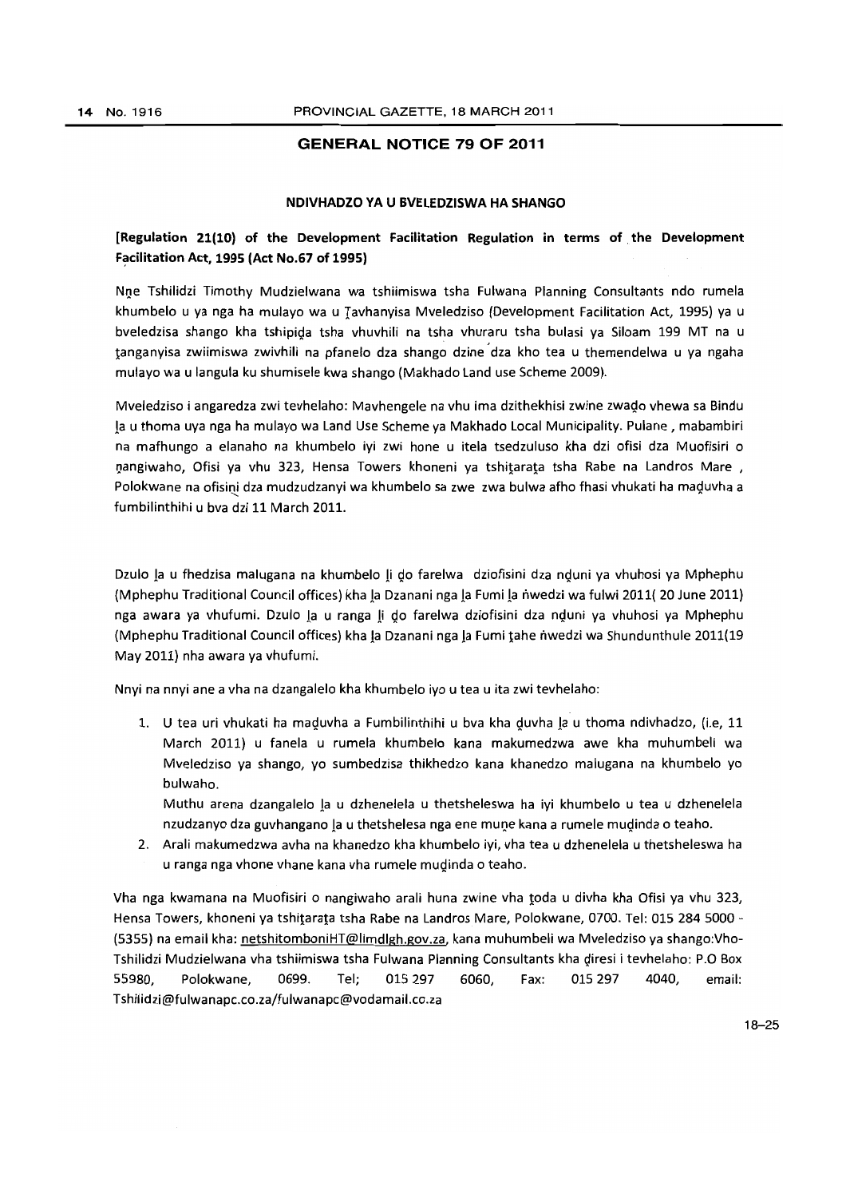## GENERAL NOTICE 79 OF 2011

### NDIVHADZO YA U BVELEDZISWA HA SHANGO

**[Regulation 21(10) of the Development Facilitation Regulation in terms of the Development Facilitation Act, 1995 (Act No.67 of 1995)**

Nne Tshilidzi Timothy Mudzielwana wa tshiimiswa tsha Fulwana Planning Consultants ndo rumela khumbelo u ya nga ha mulayo wa u Ṱavhanyisa Mveledziso (Development Facilitation Act, 1995) ya u bveledzisa shango kha tshipiḓa tsha vhuvhili na tsha vhuraru tsha bulasi ya Siloam 199 MT na u ṱanganyisa zwiimiswa zwivhili na pfanelo dza shango dzine dza kho tea u themendelwa u ya ngaha mulayo wa u langula ku shumisele kwa shango (Makhado Land use Scheme 2009).

Mveledziso i angaredza zwi tevhelaho: Mavhengele na vhu ima dzithekhisi zwine zwaḓo vhewa sa Bindu ḽa u thoma uya nga ha mulayo wa Land Use Scheme ya Makhado Local Municipality. Pulane , mabambiri na mafhungo a elanaho na khumbelo iyi zwi hone u itela tsedzuluso kha dzi ofisi dza Muofisiri o ṋangiwaho, Ofisi ya vhu 323, Hensa Towers khoneni ya tshiṱaraṱa tsha Rabe na Landros Mare , Polokwane na ofisiṋi dza mudzudzanyi wa khumbelo sa zwe zwa bulwa afho fhasi vhukati ha maḓuvha a fumbilinthihi u bva dzi 11 March 2011.

Dzulo ḽa u fhedzisa malugana na khumbelo ḽi ḓo farelwa dziofisini dza nḓuni ya vhuhosi ya Mphephu (Mphephu Traditional Council offices) kha ḽa Dzanani nga ḽa Fumi ḽa ṅwedzi wa fulwi 2011( 20 June 2011) nga awara ya vhufumi. Dzulo ḽa u ranga ḽi ḓo farelwa dziofisini dza nḓuni ya vhuhosi ya Mphephu (Mphephu Traditional Council offices) kha ḽa Dzanani nga ḽa Fumi ṱahe ṅwedzi wa Shundunthule 2011(19 May 2011) nha awara ya vhufumi.

Nnyi na nnyi ane a vha na dzangalelo kha khumbelo iyo u tea u ita zwi tevhelaho:

1. U tea uri vhukati ha maḓuvha a Fumbilinthihi u bva kha ḓuvha ḽa u thoma ndivhadzo, (i.e, 11 March 2011) u fanela u rumela khumbelo kana makumedzwa awe kha muhumbeli wa Mveledziso ya shango, yo sumbedzisa thikhedzo kana khanedzo malugana na khumbelo yo bulwaho.
   
   Muthu arena dzangalelo ḽa u dzhenelela u thetsheleswa ha iyi khumbelo u tea u dzhenelela nzudzanyo dza guvhangano ḽa u thetshelesa nga ene muṋe kana a rumele muḓinda o teaho.
2. Arali makumedzwa avha na khanedzo kha khumbelo iyi, vha tea u dzhenelela u thetsheleswa ha u ranga nga vhone vhane kana vha rumele muḓinda o teaho.

Vha nga kwamana na Muofisiri o nangiwaho arali huna zwine vha ṱoda u divha kha Ofisi ya vhu 323, Hensa Towers, khoneni ya tshiṱaraṱa tsha Rabe na Landros Mare, Polokwane, 0700. Tel: 015 284 5000 - (5355) na email kha: netshitomboniHT@limdlgh.gov.za, kana muhumbeli wa Mveledziso ya shango:Vho-Tshilidzi Mudzielwana vha tshiimiswa tsha Fulwana Planning Consultants kha ḓiresi i tevhelaho: P.O Box 55980, Polokwane, 0699. Tel; 015 297 6060, Fax: 015 297 4040, email: Tshilidzi@fulwanapc.co.za/fulwanapc@vodamail.co.za

18–25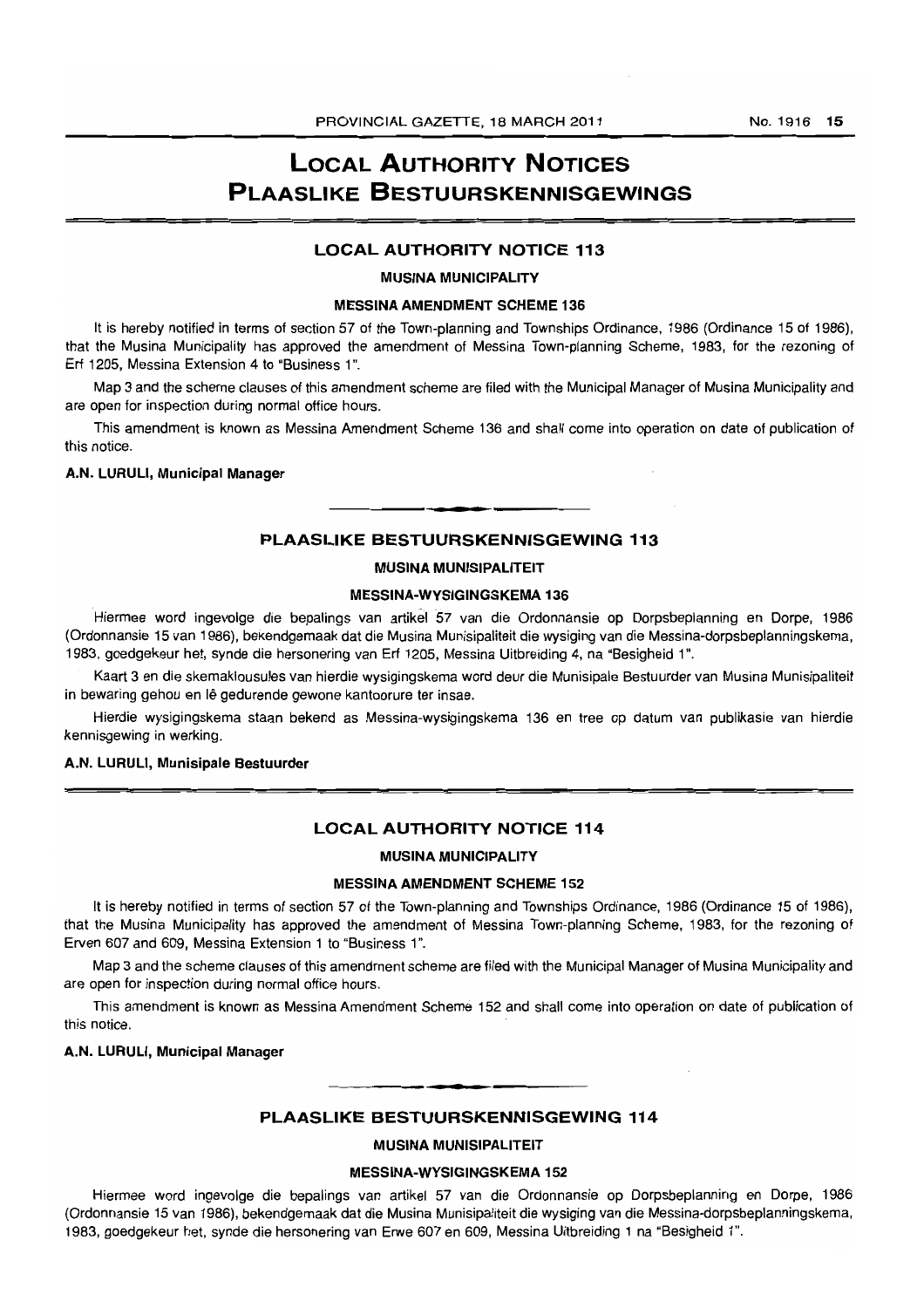# LOCAL AUTHORITY NOTICES
# PLAASLIKE BESTUURSKENNISGEWINGS

## LOCAL AUTHORITY NOTICE 113

### MUSINA MUNICIPALITY

### MESSINA AMENDMENT SCHEME 136

It is hereby notified in terms of section 57 of the Town-planning and Townships Ordinance, 1986 (Ordinance 15 of 1986), that the Musina Municipality has approved the amendment of Messina Town-planning Scheme, 1983, for the rezoning of Erf 1205, Messina Extension 4 to "Business 1".

Map 3 and the scheme clauses of this amendment scheme are filed with the Municipal Manager of Musina Municipality and are open for inspection during normal office hours.

This amendment is known as Messina Amendment Scheme 136 and shall come into operation on date of publication of this notice.

**A.N. LURULI, Municipal Manager**

---

## PLAASLIKE BESTUURSKENNISGEWING 113

### MUSINA MUNISIPALITEIT

### MESSINA-WYSIGINGSKEMA 136

Hiermee word ingevolge die bepalings van artikel 57 van die Ordonnansie op Dorpsbeplanning en Dorpe, 1986 (Ordonnansie 15 van 1986), bekendgemaak dat die Musina Munisipaliteit die wysiging van die Messina-dorpsbeplanningskema, 1983, goedgekeur het, synde die hersonering van Erf 1205, Messina Uitbreiding 4, na "Besigheid 1".

Kaart 3 en die skemaklousules van hierdie wysigingskema word deur die Munisipale Bestuurder van Musina Munisipaliteit in bewaring gehou en lê gedurende gewone kantoorure ter insae.

Hierdie wysigingskema staan bekend as Messina-wysigingskema 136 en tree op datum van publikasie van hierdie kennisgewing in werking.

**A.N. LURULI, Munisipale Bestuurder**

---

## LOCAL AUTHORITY NOTICE 114

### MUSINA MUNICIPALITY

### MESSINA AMENDMENT SCHEME 152

It is hereby notified in terms of section 57 of the Town-planning and Townships Ordinance, 1986 (Ordinance 15 of 1986), that the Musina Municipality has approved the amendment of Messina Town-planning Scheme, 1983, for the rezoning of Erven 607 and 609, Messina Extension 1 to "Business 1".

Map 3 and the scheme clauses of this amendment scheme are filed with the Municipal Manager of Musina Municipality and are open for inspection during normal office hours.

This amendment is known as Messina Amendment Scheme 152 and shall come into operation on date of publication of this notice.

**A.N. LURULI, Municipal Manager**

---

## PLAASLIKE BESTUURSKENNISGEWING 114

### MUSINA MUNISIPALITEIT

### MESSINA-WYSIGINGSKEMA 152

Hiermee word ingevolge die bepalings van artikel 57 van die Ordonnansie op Dorpsbeplanning en Dorpe, 1986 (Ordonnansie 15 van 1986), bekendgemaak dat die Musina Munisipaliteit die wysiging van die Messina-dorpsbeplanningskema, 1983, goedgekeur het, synde die hersonering van Erwe 607 en 609, Messina Uitbreiding 1 na "Besigheid 1".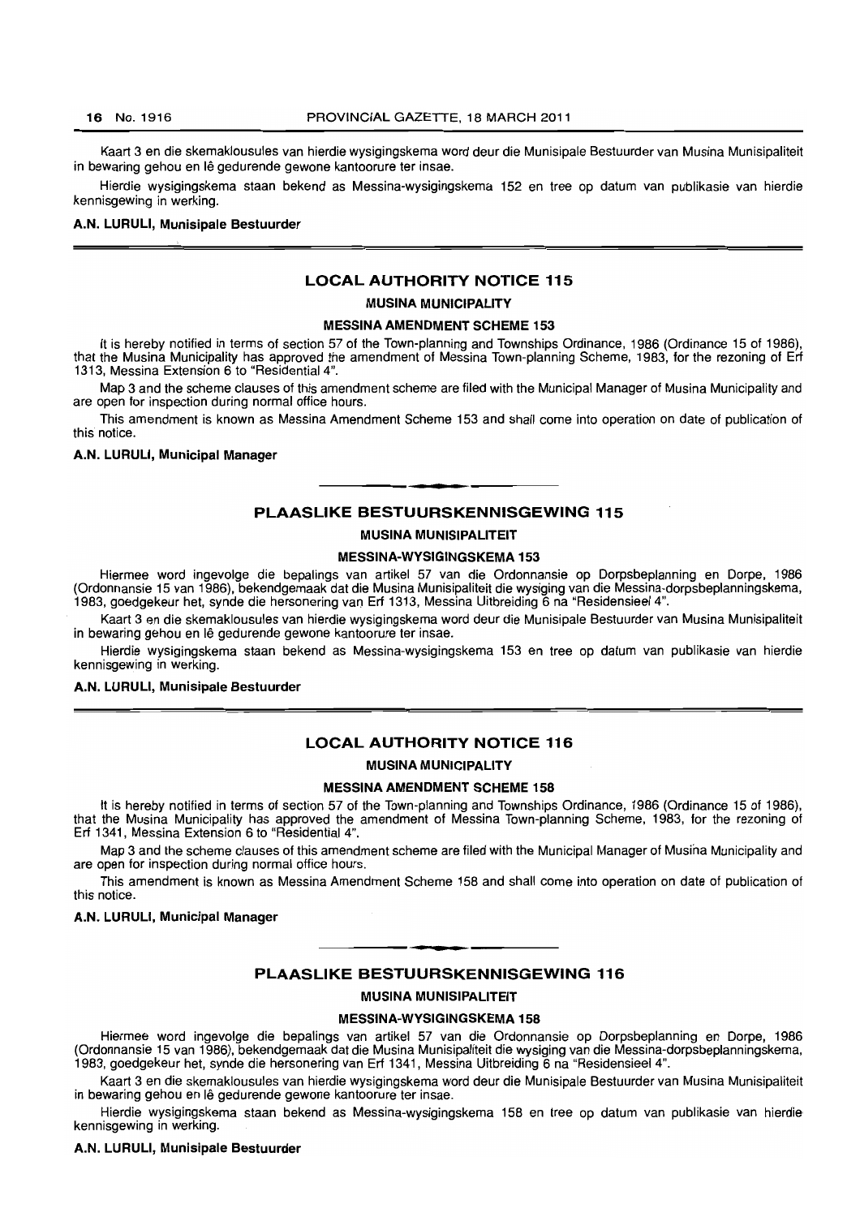Kaart 3 en die skemaklousules van hierdie wysigingskema word deur die Munisipale Bestuurder van Musina Munisipaliteit in bewaring gehou en lê gedurende gewone kantoorure ter insae.

Hierdie wysigingskema staan bekend as Messina-wysigingskema 152 en tree op datum van publikasie van hierdie kennisgewing in werking.

**A.N. LURULI, Munisipale Bestuurder**

---

## LOCAL AUTHORITY NOTICE 115

### MUSINA MUNICIPALITY

### MESSINA AMENDMENT SCHEME 153

It is hereby notified in terms of section 57 of the Town-planning and Townships Ordinance, 1986 (Ordinance 15 of 1986), that the Musina Municipality has approved the amendment of Messina Town-planning Scheme, 1983, for the rezoning of Erf 1313, Messina Extension 6 to "Residential 4".

Map 3 and the scheme clauses of this amendment scheme are filed with the Municipal Manager of Musina Municipality and are open for inspection during normal office hours.

This amendment is known as Messina Amendment Scheme 153 and shall come into operation on date of publication of this notice.

**A.N. LURULI, Municipal Manager**

---

## PLAASLIKE BESTUURSKENNISGEWING 115

### MUSINA MUNISIPALITEIT

### MESSINA-WYSIGINGSKEMA 153

Hiermee word ingevolge die bepalings van artikel 57 van die Ordonnansie op Dorpsbeplanning en Dorpe, 1986 (Ordonnansie 15 van 1986), bekendgemaak dat die Musina Munisipaliteit die wysiging van die Messina-dorpsbeplanningskema, 1983, goedgekeur het, synde die hersonering van Erf 1313, Messina Uitbreiding 6 na "Residensieel 4".

Kaart 3 en die skemaklousules van hierdie wysigingskema word deur die Munisipale Bestuurder van Musina Munisipaliteit in bewaring gehou en lê gedurende gewone kantoorure ter insae.

Hierdie wysigingskema staan bekend as Messina-wysigingskema 153 en tree op datum van publikasie van hierdie kennisgewing in werking.

**A.N. LURULI, Munisipale Bestuurder**

---

## LOCAL AUTHORITY NOTICE 116

### MUSINA MUNICIPALITY

### MESSINA AMENDMENT SCHEME 158

It is hereby notified in terms of section 57 of the Town-planning and Townships Ordinance, 1986 (Ordinance 15 of 1986), that the Musina Municipality has approved the amendment of Messina Town-planning Scheme, 1983, for the rezoning of Erf 1341, Messina Extension 6 to "Residential 4".

Map 3 and the scheme clauses of this amendment scheme are filed with the Municipal Manager of Musina Municipality and are open for inspection during normal office hours.

This amendment is known as Messina Amendment Scheme 158 and shall come into operation on date of publication of this notice.

**A.N. LURULI, Municipal Manager**

---

## PLAASLIKE BESTUURSKENNISGEWING 116

### MUSINA MUNISIPALITEIT

### MESSINA-WYSIGINGSKEMA 158

Hiermee word ingevolge die bepalings van artikel 57 van die Ordonnansie op Dorpsbeplanning en Dorpe, 1986 (Ordonnansie 15 van 1986), bekendgemaak dat die Musina Munisipaliteit die wysiging van die Messina-dorpsbeplanningskema, 1983, goedgekeur het, synde die hersonering van Erf 1341, Messina Uitbreiding 6 na "Residensieel 4".

Kaart 3 en die skemaklousules van hierdie wysigingskema word deur die Munisipale Bestuurder van Musina Munisipaliteit in bewaring gehou en lê gedurende gewone kantoorure ter insae.

Hierdie wysigingskema staan bekend as Messina-wysigingskema 158 en tree op datum van publikasie van hierdie kennisgewing in werking.

**A.N. LURULI, Munisipale Bestuurder**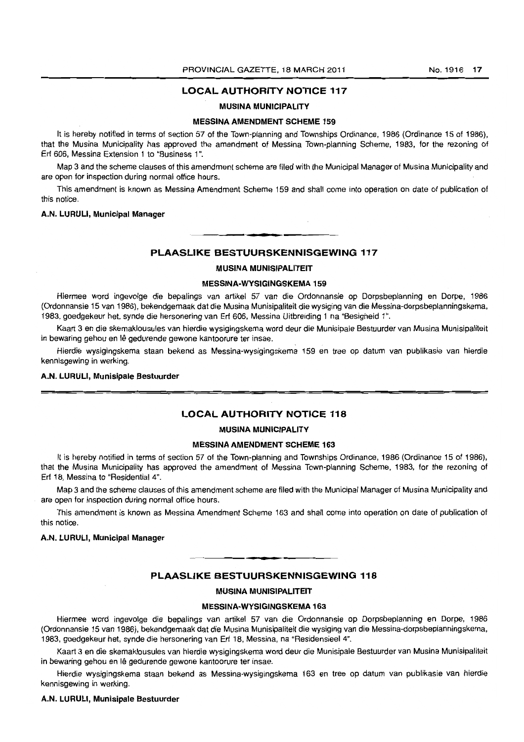## LOCAL AUTHORITY NOTICE 117

### MUSINA MUNICIPALITY

### MESSINA AMENDMENT SCHEME 159

It is hereby notified in terms of section 57 of the Town-planning and Townships Ordinance, 1986 (Ordinance 15 of 1986), that the Musina Municipality has approved the amendment of Messina Town-planning Scheme, 1983, for the rezoning of Erf 606, Messina Extension 1 to "Business 1".

Map 3 and the scheme clauses of this amendment scheme are filed with the Municipal Manager of Musina Municipality and are open for inspection during normal office hours.

This amendment is known as Messina Amendment Scheme 159 and shall come into operation on date of publication of this notice.

**A.N. LURULI, Municipal Manager**

## PLAASLIKE BESTUURSKENNISGEWING 117

### MUSINA MUNISIPALITEIT

### MESSINA-WYSIGINGSKEMA 159

Hiermee word ingevolge die bepalings van artikel 57 van die Ordonnansie op Dorpsbeplanning en Dorpe, 1986 (Ordonnansie 15 van 1986), bekendgemaak dat die Musina Munisipaliteit die wysiging van die Messina-dorpsbeplanningskema, 1983, goedgekeur het, synde die hersonering van Erf 606, Messina Uitbreiding 1 na "Besigheid 1".

Kaart 3 en die skemaklousules van hierdie wysigingskema word deur die Munisipale Bestuurder van Musina Munisipaliteit in bewaring gehou en lê gedurende gewone kantoorure ter insae.

Hierdie wysigingskema staan bekend as Messina-wysigingskema 159 en tree op datum van publikasie van hierdie kennisgewing in werking.

**A.N. LURULI, Munisipale Bestuurder**

## LOCAL AUTHORITY NOTICE 118

### MUSINA MUNICIPALITY

### MESSINA AMENDMENT SCHEME 163

It is hereby notified in terms of section 57 of the Town-planning and Townships Ordinance, 1986 (Ordinance 15 of 1986), that the Musina Municipality has approved the amendment of Messina Town-planning Scheme, 1983, for the rezoning of Erf 18, Messina to "Residential 4".

Map 3 and the scheme clauses of this amendment scheme are filed with the Municipal Manager of Musina Municipality and are open for inspection during normal office hours.

This amendment is known as Messina Amendment Scheme 163 and shall come into operation on date of publication of this notice.

**A.N. LURULI, Municipal Manager**

## PLAASLIKE BESTUURSKENNISGEWING 118

### MUSINA MUNISIPALITEIT

### MESSINA-WYSIGINGSKEMA 163

Hiermee word ingevolge die bepalings van artikel 57 van die Ordonnansie op Dorpsbeplanning en Dorpe, 1986 (Ordonnansie 15 van 1986), bekendgemaak dat die Musina Munisipaliteit die wysiging van die Messina-dorpsbeplanningskema, 1983, goedgekeur het, synde die hersonering van Erf 18, Messina, na "Residensieel 4".

Kaart 3 en die skemaklousules van hierdie wysigingskema word deur die Munisipale Bestuurder van Musina Munisipaliteit in bewaring gehou en lê gedurende gewone kantoorure ter insae.

Hierdie wysigingskema staan bekend as Messina-wysigingskema 163 en tree op datum van publikasie van hierdie kennisgewing in werking.

**A.N. LURULI, Munisipale Bestuurder**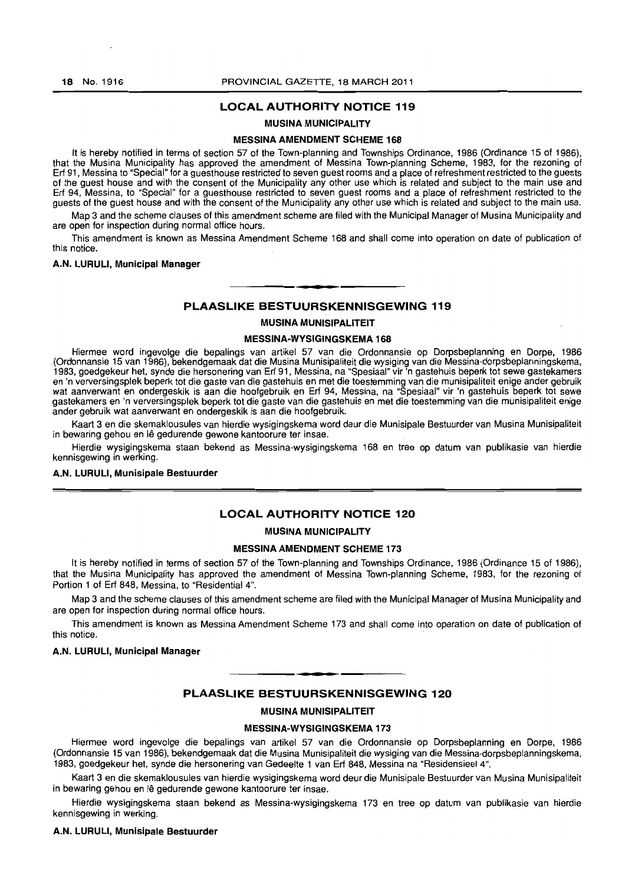## LOCAL AUTHORITY NOTICE 119

### MUSINA MUNICIPALITY

### MESSINA AMENDMENT SCHEME 168

It is hereby notified in terms of section 57 of the Town-planning and Townships Ordinance, 1986 (Ordinance 15 of 1986), that the Musina Municipality has approved the amendment of Messina Town-planning Scheme, 1983, for the rezoning of Erf 91, Messina to "Special" for a guesthouse restricted to seven guest rooms and a place of refreshment restricted to the guests of the guest house and with the consent of the Municipality any other use which is related and subject to the main use and Erf 94, Messina, to "Special" for a guesthouse restricted to seven guest rooms and a place of refreshment restricted to the guests of the guest house and with the consent of the Municipality any other use which is related and subject to the main use.

Map 3 and the scheme clauses of this amendment scheme are filed with the Municipal Manager of Musina Municipality and are open for inspection during normal office hours.

This amendment is known as Messina Amendment Scheme 168 and shall come into operation on date of publication of this notice.

**A.N. LURULI, Municipal Manager**

## PLAASLIKE BESTUURSKENNISGEWING 119

### MUSINA MUNISIPALITEIT

### MESSINA-WYSIGINGSKEMA 168

Hiermee word ingevolge die bepalings van artikel 57 van die Ordonnansie op Dorpsbeplanning en Dorpe, 1986 (Ordonnansie 15 van 1986), bekendgemaak dat die Musina Munisipaliteit die wysiging van die Messina-dorpsbeplanningskema, 1983, goedgekeur het, synde die hersonering van Erf 91, Messina, na "Spesiaal" vir 'n gastehuis beperk tot sewe gastekamers en 'n verversingsplek beperk tot die gaste van die gastehuis en met die toestemming van die munisipaliteit enige ander gebruik wat aanverwant en ondergeskik is aan die hoofgebruik en Erf 94, Messina, na "Spesiaal" vir 'n gastehuis beperk tot sewe gastekamers en 'n verversingsplek beperk tot die gaste van die gastehuis en met die toestemming van die munisipaliteit enige ander gebruik wat aanverwant en ondergeskik is aan die hoofgebruik.

Kaart 3 en die skemaklousules van hierdie wysigingskema word deur die Munisipale Bestuurder van Musina Munisipaliteit in bewaring gehou en lê gedurende gewone kantoorure ter insae.

Hierdie wysigingskema staan bekend as Messina-wysigingskema 168 en tree op datum van publikasie van hierdie kennisgewing in werking.

**A.N. LURULI, Munisipale Bestuurder**

## LOCAL AUTHORITY NOTICE 120

### MUSINA MUNICIPALITY

### MESSINA AMENDMENT SCHEME 173

It is hereby notified in terms of section 57 of the Town-planning and Townships Ordinance, 1986 (Ordinance 15 of 1986), that the Musina Municipality has approved the amendment of Messina Town-planning Scheme, 1983, for the rezoning of Portion 1 of Erf 848, Messina, to "Residential 4".

Map 3 and the scheme clauses of this amendment scheme are filed with the Municipal Manager of Musina Municipality and are open for inspection during normal office hours.

This amendment is known as Messina Amendment Scheme 173 and shall come into operation on date of publication of this notice.

**A.N. LURULI, Municipal Manager**

## PLAASLIKE BESTUURSKENNISGEWING 120

### MUSINA MUNISIPALITEIT

### MESSINA-WYSIGINGSKEMA 173

Hiermee word ingevolge die bepalings van artikel 57 van die Ordonnansie op Dorpsbeplanning en Dorpe, 1986 (Ordonnansie 15 van 1986), bekendgemaak dat die Musina Munisipaliteit die wysiging van die Messina-dorpsbeplanningskema, 1983, goedgekeur het, synde die hersonering van Gedeelte 1 van Erf 848, Messina na "Residensieel 4".

Kaart 3 en die skemaklousules van hierdie wysigingskema word deur die Munisipale Bestuurder van Musina Munisipaliteit in bewaring gehou en lê gedurende gewone kantoorure ter insae.

Hierdie wysigingskema staan bekend as Messina-wysigingskema 173 en tree op datum van publikasie van hierdie kennisgewing in werking.

**A.N. LURULI, Munisipale Bestuurder**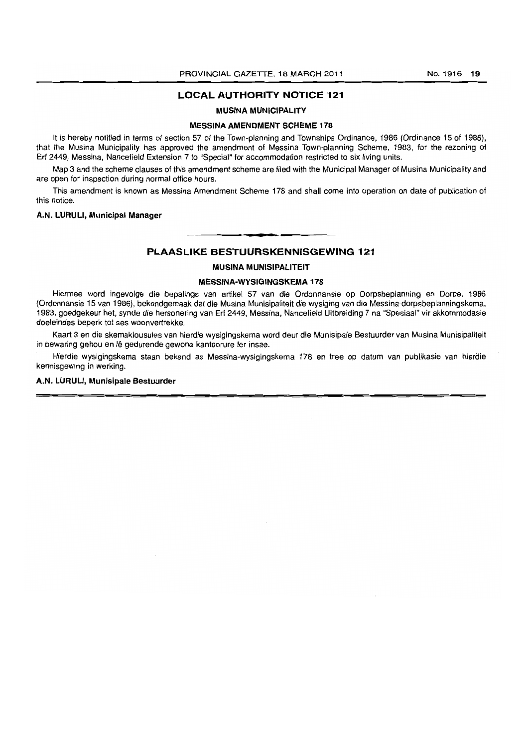## LOCAL AUTHORITY NOTICE 121

### MUSINA MUNICIPALITY

### MESSINA AMENDMENT SCHEME 178

It is hereby notified in terms of section 57 of the Town-planning and Townships Ordinance, 1986 (Ordinance 15 of 1986), that the Musina Municipality has approved the amendment of Messina Town-planning Scheme, 1983, for the rezoning of Erf 2449, Messina, Nancefield Extension 7 to "Special" for accommodation restricted to six living units.

Map 3 and the scheme clauses of this amendment scheme are filed with the Municipal Manager of Musina Municipality and are open for inspection during normal office hours.

This amendment is known as Messina Amendment Scheme 178 and shall come into operation on date of publication of this notice.

**A.N. LURULI, Municipal Manager**

---

## PLAASLIKE BESTUURSKENNISGEWING 121

### MUSINA MUNISIPALITEIT

### MESSINA-WYSIGINGSKEMA 178

Hiermee word ingevolge die bepalings van artikel 57 van die Ordonnansie op Dorpsbeplanning en Dorpe, 1986 (Ordonnansie 15 van 1986), bekendgemaak dat die Musina Munisipaliteit die wysiging van die Messina-dorpsbeplanningskema, 1983, goedgekeur het, synde die hersonering van Erf 2449, Messina, Nancefield Uitbreiding 7 na "Spesiaal" vir akkommodasie doeleindes beperk tot ses woonvertrekke.

Kaart 3 en die skemaklousules van hierdie wysigingskema word deur die Munisipale Bestuurder van Musina Munisipaliteit in bewaring gehou en lê gedurende gewone kantoorure ter insae.

Hierdie wysigingskema staan bekend as Messina-wysigingskema 178 en tree op datum van publikasie van hierdie kennisgewing in werking.

**A.N. LURULI, Munisipale Bestuurder**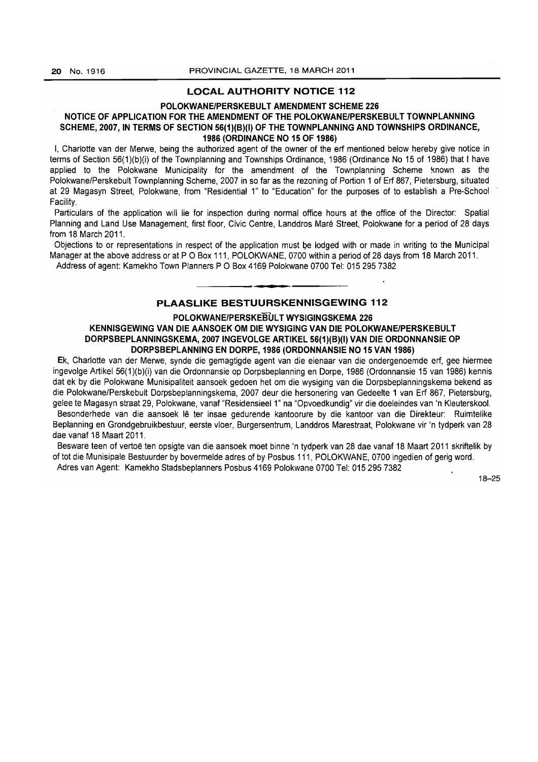## LOCAL AUTHORITY NOTICE 112

### POLOKWANE/PERSKEBULT AMENDMENT SCHEME 226

### NOTICE OF APPLICATION FOR THE AMENDMENT OF THE POLOKWANE/PERSKEBULT TOWNPLANNING SCHEME, 2007, IN TERMS OF SECTION 56(1)(B)(I) OF THE TOWNPLANNING AND TOWNSHIPS ORDINANCE, 1986 (ORDINANCE NO 15 OF 1986)

I, Charlotte van der Merwe, being the authorized agent of the owner of the erf mentioned below hereby give notice in terms of Section 56(1)(b)(i) of the Townplanning and Townships Ordinance, 1986 (Ordinance No 15 of 1986) that I have applied to the Polokwane Municipality for the amendment of the Townplanning Scheme known as the Polokwane/Perskebult Townplanning Scheme, 2007 in so far as the rezoning of Portion 1 of Erf 867, Pietersburg, situated at 29 Magasyn Street, Polokwane, from "Residential 1" to "Education" for the purposes of to establish a Pre-School Facility.

Particulars of the application will lie for inspection during normal office hours at the office of the Director: Spatial Planning and Land Use Management, first floor, Civic Centre, Landdros Maré Street, Polokwane for a period of 28 days from 18 March 2011.

Objections to or representations in respect of the application must be lodged with or made in writing to the Municipal Manager at the above address or at P O Box 111, POLOKWANE, 0700 within a period of 28 days from 18 March 2011.

Address of agent: Kamekho Town Planners P O Box 4169 Polokwane 0700 Tel: 015 295 7382

## PLAASLIKE BESTUURSKENNISGEWING 112

### POLOKWANE/PERSKEBULT WYSIGINGSKEMA 226

### KENNISGEWING VAN DIE AANSOEK OM DIE WYSIGING VAN DIE POLOKWANE/PERSKEBULT DORPSBEPLANNINGSKEMA, 2007 INGEVOLGE ARTIKEL 56(1)(B)(I) VAN DIE ORDONNANSIE OP DORPSBEPLANNING EN DORPE, 1986 (ORDONNANSIE NO 15 VAN 1986)

Ek, Charlotte van der Merwe, synde die gemagtigde agent van die eienaar van die ondergenoemde erf, gee hiermee ingevolge Artikel 56(1)(b)(i) van die Ordonnansie op Dorpsbeplanning en Dorpe, 1986 (Ordonnansie 15 van 1986) kennis dat ek by die Polokwane Munisipaliteit aansoek gedoen het om die wysiging van die Dorpsbeplanningskema bekend as die Polokwane/Perskebult Dorpsbeplanningskema, 2007 deur die hersonering van Gedeelte 1 van Erf 867, Pietersburg, gelee te Magasyn straat 29, Polokwane, vanaf "Residensieel 1" na "Opvoedkundig" vir die doeleindes van 'n Kleuterskool.

Besonderhede van die aansoek lê ter insae gedurende kantoorure by die kantoor van die Direkteur: Ruimtelike Beplanning en Grondgebruikbestuur, eerste vloer, Burgersentrum, Landdros Marestraat, Polokwane vir 'n tydperk van 28 dae vanaf 18 Maart 2011.

Besware teen of vertoë ten opsigte van die aansoek moet binne 'n tydperk van 28 dae vanaf 18 Maart 2011 skriftelik by of tot die Munisipale Bestuurder by bovermelde adres of by Posbus 111, POLOKWANE, 0700 ingedien of gerig word.

Adres van Agent: Kamekho Stadsbeplanners Posbus 4169 Polokwane 0700 Tel: 015 295 7382

18–25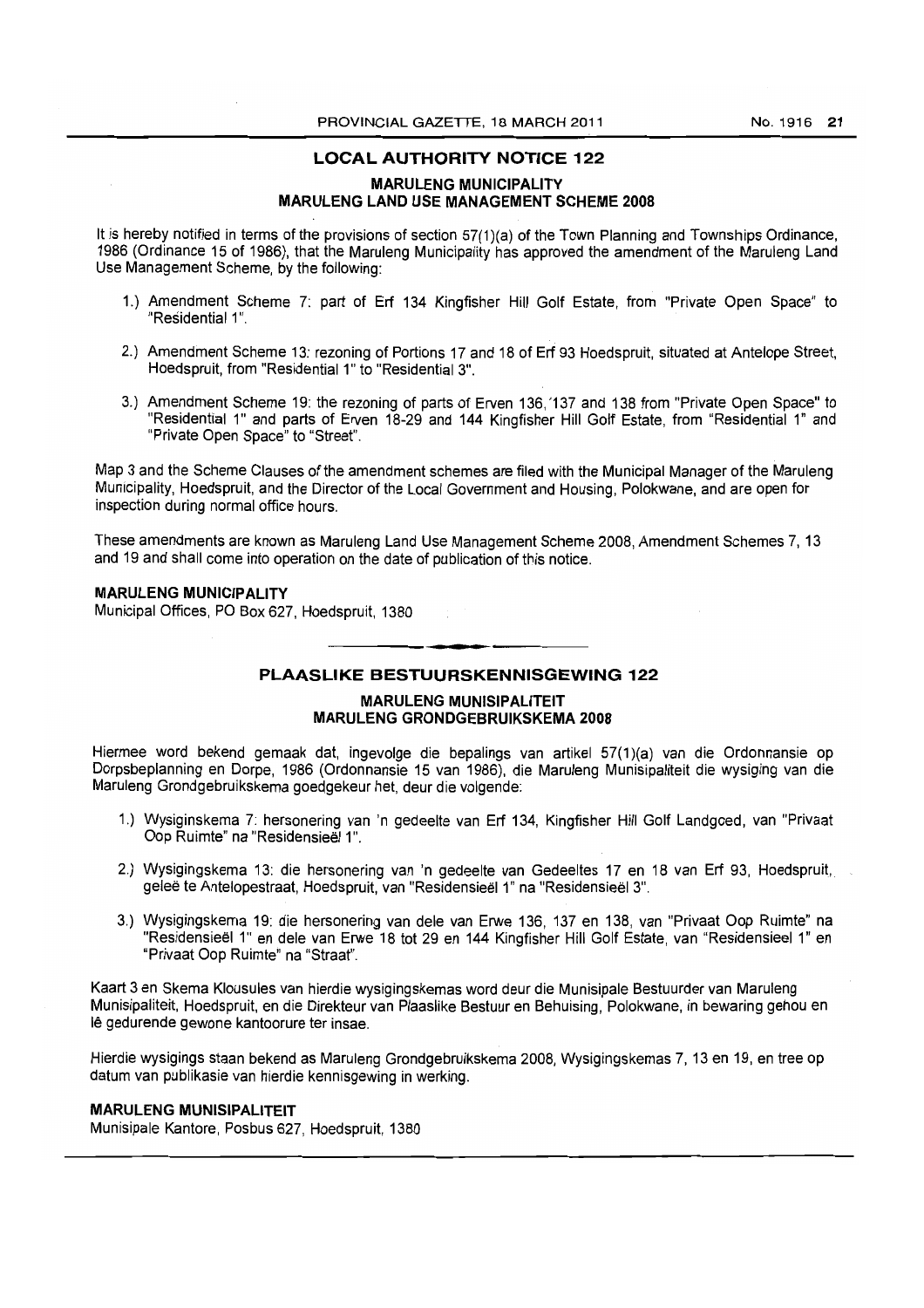## LOCAL AUTHORITY NOTICE 122

### MARULENG MUNICIPALITY
### MARULENG LAND USE MANAGEMENT SCHEME 2008

It is hereby notified in terms of the provisions of section 57(1)(a) of the Town Planning and Townships Ordinance, 1986 (Ordinance 15 of 1986), that the Maruleng Municipality has approved the amendment of the Maruleng Land Use Management Scheme, by the following:

1.) Amendment Scheme 7: part of Erf 134 Kingfisher Hill Golf Estate, from "Private Open Space" to "Residential 1".

2.) Amendment Scheme 13: rezoning of Portions 17 and 18 of Erf 93 Hoedspruit, situated at Antelope Street, Hoedspruit, from "Residential 1" to "Residential 3".

3.) Amendment Scheme 19: the rezoning of parts of Erven 136, 137 and 138 from "Private Open Space" to "Residential 1" and parts of Erven 18-29 and 144 Kingfisher Hill Golf Estate, from "Residential 1" and "Private Open Space" to "Street".

Map 3 and the Scheme Clauses of the amendment schemes are filed with the Municipal Manager of the Maruleng Municipality, Hoedspruit, and the Director of the Local Government and Housing, Polokwane, and are open for inspection during normal office hours.

These amendments are known as Maruleng Land Use Management Scheme 2008, Amendment Schemes 7, 13 and 19 and shall come into operation on the date of publication of this notice.

**MARULENG MUNICIPALITY**
Municipal Offices, PO Box 627, Hoedspruit, 1380

---

## PLAASLIKE BESTUURSKENNISGEWING 122

### MARULENG MUNISIPALITEIT
### MARULENG GRONDGEBRUIKSKEMA 2008

Hiermee word bekend gemaak dat, ingevolge die bepalings van artikel 57(1)(a) van die Ordonnansie op Dorpsbeplanning en Dorpe, 1986 (Ordonnansie 15 van 1986), die Maruleng Munisipaliteit die wysiging van die Maruleng Grondgebruikskema goedgekeur het, deur die volgende:

1.) Wysiginskema 7: hersonering van 'n gedeelte van Erf 134, Kingfisher Hill Golf Landgoed, van "Privaat Oop Ruimte" na "Residensieël 1".

2.) Wysigingskema 13: die hersonering van 'n gedeelte van Gedeeltes 17 en 18 van Erf 93, Hoedspruit, geleë te Antelopestraat, Hoedspruit, van "Residensieël 1" na "Residensieël 3".

3.) Wysigingskema 19: die hersonering van dele van Erwe 136, 137 en 138, van "Privaat Oop Ruimte" na "Residensieël 1" en dele van Erwe 18 tot 29 en 144 Kingfisher Hill Golf Estate, van "Residensieel 1" en "Privaat Oop Ruimte" na "Straat".

Kaart 3 en Skema Klousules van hierdie wysigingskemas word deur die Munisipale Bestuurder van Maruleng Munisipaliteit, Hoedspruit, en die Direkteur van Plaaslike Bestuur en Behuising, Polokwane, in bewaring gehou en lê gedurende gewone kantoorure ter insae.

Hierdie wysigings staan bekend as Maruleng Grondgebruikskema 2008, Wysigingskemas 7, 13 en 19, en tree op datum van publikasie van hierdie kennisgewing in werking.

**MARULENG MUNISIPALITEIT**
Munisipale Kantore, Posbus 627, Hoedspruit, 1380